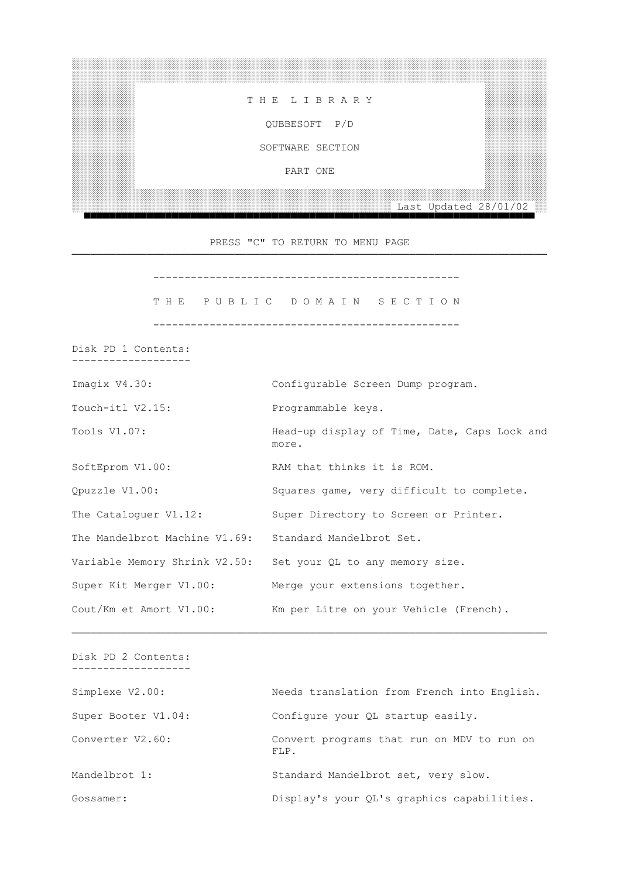# T H E L I B R A R Y

## QUBBESOFT P/D

## SOFTWARE SECTION

## PART ONE

Last Updated 28/01/02

PRESS "C" TO RETURN TO MENU PAGE

---

## T H E P U B L I C D O M A I N S E C T I O N

### Disk PD 1 Contents:

| | |
|---|---|
| Imagix V4.30: | Configurable Screen Dump program. |
| Touch-itl V2.15: | Programmable keys. |
| Tools V1.07: | Head-up display of Time, Date, Caps Lock and more. |
| SoftEprom V1.00: | RAM that thinks it is ROM. |
| Qpuzzle V1.00: | Squares game, very difficult to complete. |
| The Cataloguer V1.12: | Super Directory to Screen or Printer. |
| The Mandelbrot Machine V1.69: | Standard Mandelbrot Set. |
| Variable Memory Shrink V2.50: | Set your QL to any memory size. |
| Super Kit Merger V1.00: | Merge your extensions together. |
| Cout/Km et Amort V1.00: | Km per Litre on your Vehicle (French). |

---

### Disk PD 2 Contents:

| | |
|---|---|
| Simplexe V2.00: | Needs translation from French into English. |
| Super Booter V1.04: | Configure your QL startup easily. |
| Converter V2.60: | Convert programs that run on MDV to run on FLP. |
| Mandelbrot 1: | Standard Mandelbrot set, very slow. |
| Gossamer: | Display's your QL's graphics capabilities. |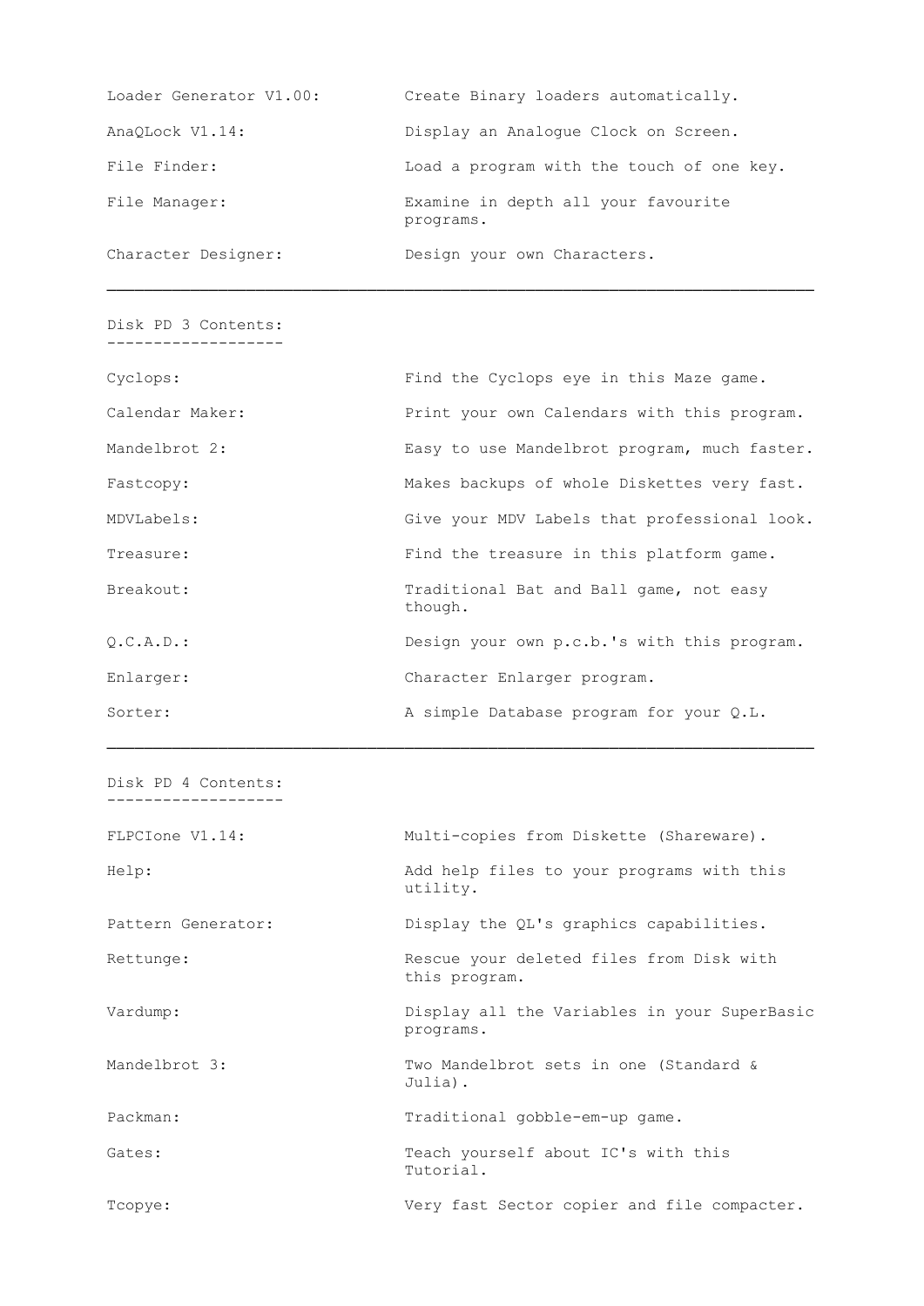| | |
|---|---|
| Loader Generator V1.00: | Create Binary loaders automatically. |
| AnaQLock V1.14: | Display an Analogue Clock on Screen. |
| File Finder: | Load a program with the touch of one key. |
| File Manager: | Examine in depth all your favourite programs. |
| Character Designer: | Design your own Characters. |

---

## Disk PD 3 Contents:

| | |
|---|---|
| Cyclops: | Find the Cyclops eye in this Maze game. |
| Calendar Maker: | Print your own Calendars with this program. |
| Mandelbrot 2: | Easy to use Mandelbrot program, much faster. |
| Fastcopy: | Makes backups of whole Diskettes very fast. |
| MDVLabels: | Give your MDV Labels that professional look. |
| Treasure: | Find the treasure in this platform game. |
| Breakout: | Traditional Bat and Ball game, not easy though. |
| Q.C.A.D.: | Design your own p.c.b.'s with this program. |
| Enlarger: | Character Enlarger program. |
| Sorter: | A simple Database program for your Q.L. |

---

## Disk PD 4 Contents:

| | |
|---|---|
| FLPClone V1.14: | Multi-copies from Diskette (Shareware). |
| Help: | Add help files to your programs with this utility. |
| Pattern Generator: | Display the QL's graphics capabilities. |
| Rettunge: | Rescue your deleted files from Disk with this program. |
| Vardump: | Display all the Variables in your SuperBasic programs. |
| Mandelbrot 3: | Two Mandelbrot sets in one (Standard & Julia). |
| Packman: | Traditional gobble-em-up game. |
| Gates: | Teach yourself about IC's with this Tutorial. |
| Tcopye: | Very fast Sector copier and file compacter. |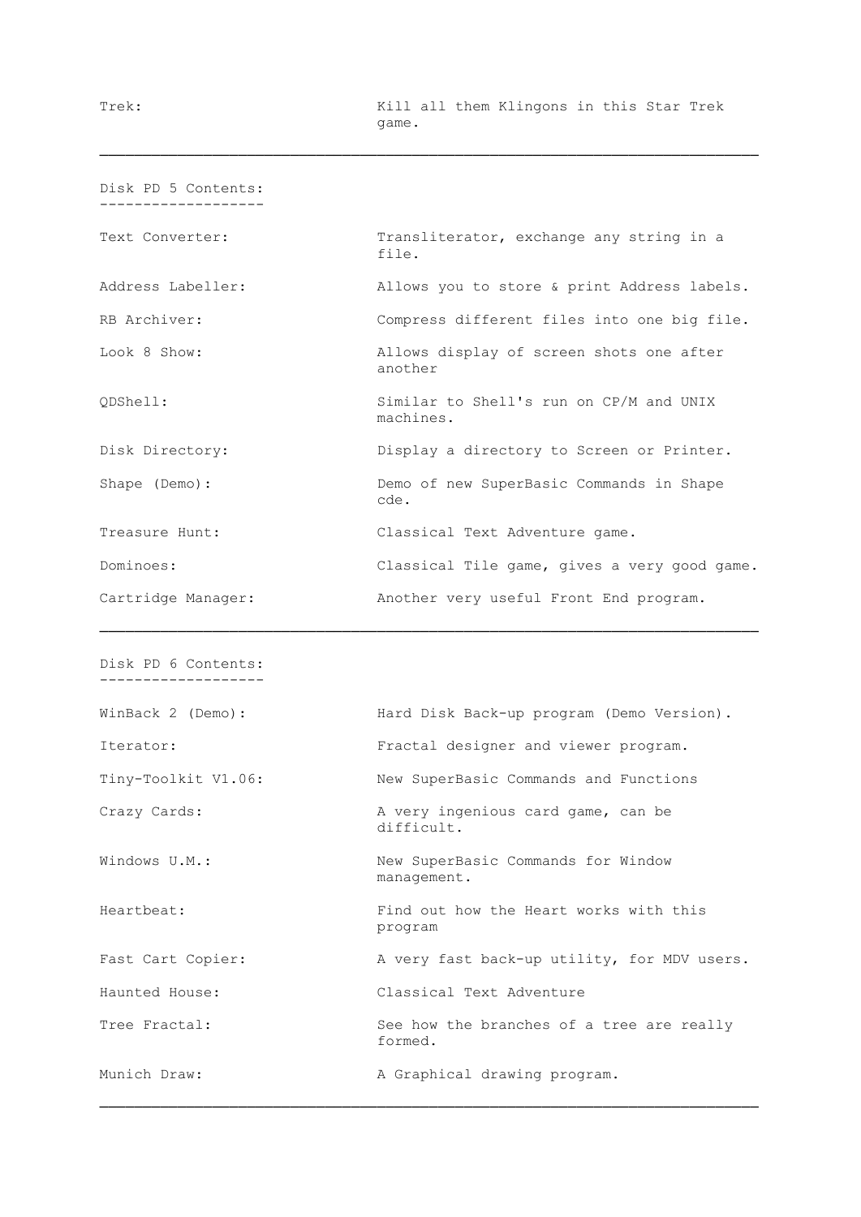Trek: Kill all them Klingons in this Star Trek game.

---

## Disk PD 5 Contents:

| | |
|---|---|
| Text Converter: | Transliterator, exchange any string in a file. |
| Address Labeller: | Allows you to store & print Address labels. |
| RB Archiver: | Compress different files into one big file. |
| Look 8 Show: | Allows display of screen shots one after another |
| QDShell: | Similar to Shell's run on CP/M and UNIX machines. |
| Disk Directory: | Display a directory to Screen or Printer. |
| Shape (Demo): | Demo of new SuperBasic Commands in Shape cde. |
| Treasure Hunt: | Classical Text Adventure game. |
| Dominoes: | Classical Tile game, gives a very good game. |
| Cartridge Manager: | Another very useful Front End program. |

---

## Disk PD 6 Contents:

| | |
|---|---|
| WinBack 2 (Demo): | Hard Disk Back-up program (Demo Version). |
| Iterator: | Fractal designer and viewer program. |
| Tiny-Toolkit V1.06: | New SuperBasic Commands and Functions |
| Crazy Cards: | A very ingenious card game, can be difficult. |
| Windows U.M.: | New SuperBasic Commands for Window management. |
| Heartbeat: | Find out how the Heart works with this program |
| Fast Cart Copier: | A very fast back-up utility, for MDV users. |
| Haunted House: | Classical Text Adventure |
| Tree Fractal: | See how the branches of a tree are really formed. |
| Munich Draw: | A Graphical drawing program. |

---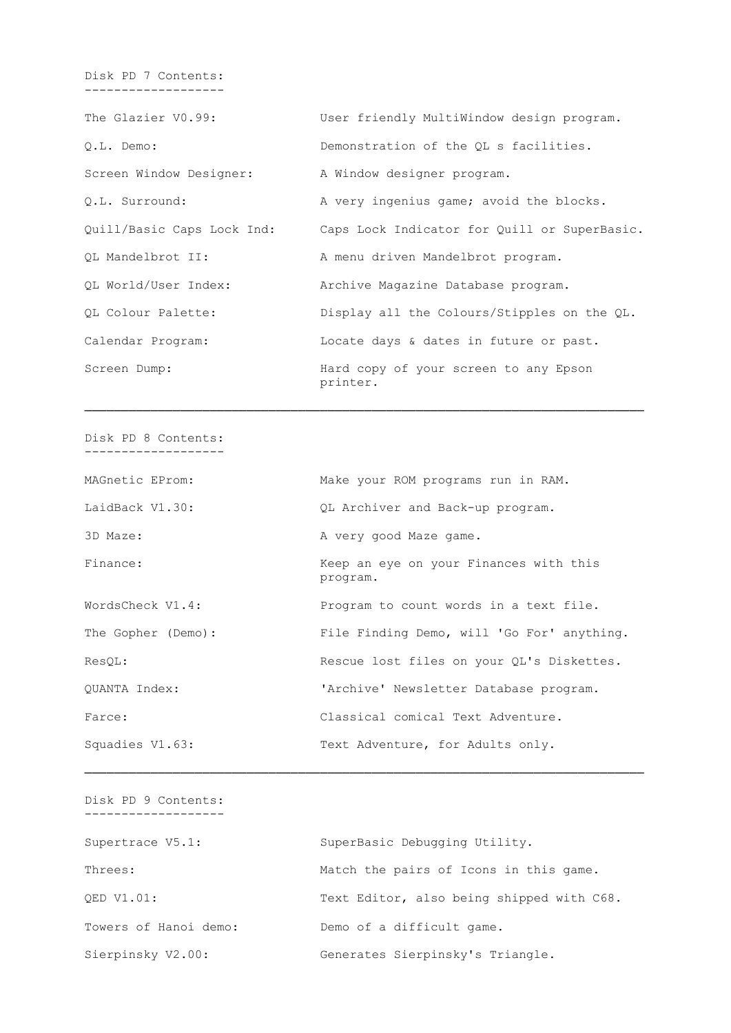## Disk PD 7 Contents:

| | |
|---|---|
| The Glazier V0.99: | User friendly MultiWindow design program. |
| Q.L. Demo: | Demonstration of the QL s facilities. |
| Screen Window Designer: | A Window designer program. |
| Q.L. Surround: | A very ingenius game; avoid the blocks. |
| Quill/Basic Caps Lock Ind: | Caps Lock Indicator for Quill or SuperBasic. |
| QL Mandelbrot II: | A menu driven Mandelbrot program. |
| QL World/User Index: | Archive Magazine Database program. |
| QL Colour Palette: | Display all the Colours/Stipples on the QL. |
| Calendar Program: | Locate days & dates in future or past. |
| Screen Dump: | Hard copy of your screen to any Epson printer. |

---

## Disk PD 8 Contents:

| | |
|---|---|
| MAGnetic EProm: | Make your ROM programs run in RAM. |
| LaidBack V1.30: | QL Archiver and Back-up program. |
| 3D Maze: | A very good Maze game. |
| Finance: | Keep an eye on your Finances with this program. |
| WordsCheck V1.4: | Program to count words in a text file. |
| The Gopher (Demo): | File Finding Demo, will 'Go For' anything. |
| ResQL: | Rescue lost files on your QL's Diskettes. |
| QUANTA Index: | 'Archive' Newsletter Database program. |
| Farce: | Classical comical Text Adventure. |
| Squadies V1.63: | Text Adventure, for Adults only. |

---

## Disk PD 9 Contents:

| | |
|---|---|
| Supertrace V5.1: | SuperBasic Debugging Utility. |
| Threes: | Match the pairs of Icons in this game. |
| QED V1.01: | Text Editor, also being shipped with C68. |
| Towers of Hanoi demo: | Demo of a difficult game. |
| Sierpinsky V2.00: | Generates Sierpinsky's Triangle. |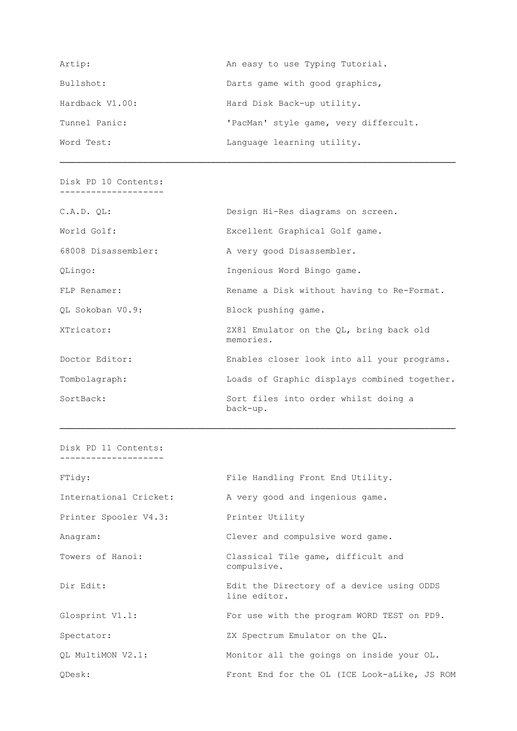| | |
|---|---|
| Artip: | An easy to use Typing Tutorial. |
| Bullshot: | Darts game with good graphics, |
| Hardback V1.00: | Hard Disk Back-up utility. |
| Tunnel Panic: | 'PacMan' style game, very differcult. |
| Word Test: | Language learning utility. |

---

## Disk PD 10 Contents:

| | |
|---|---|
| C.A.D. QL: | Design Hi-Res diagrams on screen. |
| World Golf: | Excellent Graphical Golf game. |
| 68008 Disassembler: | A very good Disassembler. |
| QLingo: | Ingenious Word Bingo game. |
| FLP Renamer: | Rename a Disk without having to Re-Format. |
| QL Sokoban V0.9: | Block pushing game. |
| XTricator: | ZX81 Emulator on the QL, bring back old memories. |
| Doctor Editor: | Enables closer look into all your programs. |
| Tombolagraph: | Loads of Graphic displays combined together. |
| SortBack: | Sort files into order whilst doing a back-up. |

---

## Disk PD 11 Contents:

| | |
|---|---|
| FTidy: | File Handling Front End Utility. |
| International Cricket: | A very good and ingenious game. |
| Printer Spooler V4.3: | Printer Utility |
| Anagram: | Clever and compulsive word game. |
| Towers of Hanoi: | Classical Tile game, difficult and compulsive. |
| Dir Edit: | Edit the Directory of a device using ODDS line editor. |
| Glosprint V1.1: | For use with the program WORD TEST on PD9. |
| Spectator: | ZX Spectrum Emulator on the QL. |
| QL MultiMON V2.1: | Monitor all the goings on inside your OL. |
| QDesk: | Front End for the OL (ICE Look-aLike, JS ROM |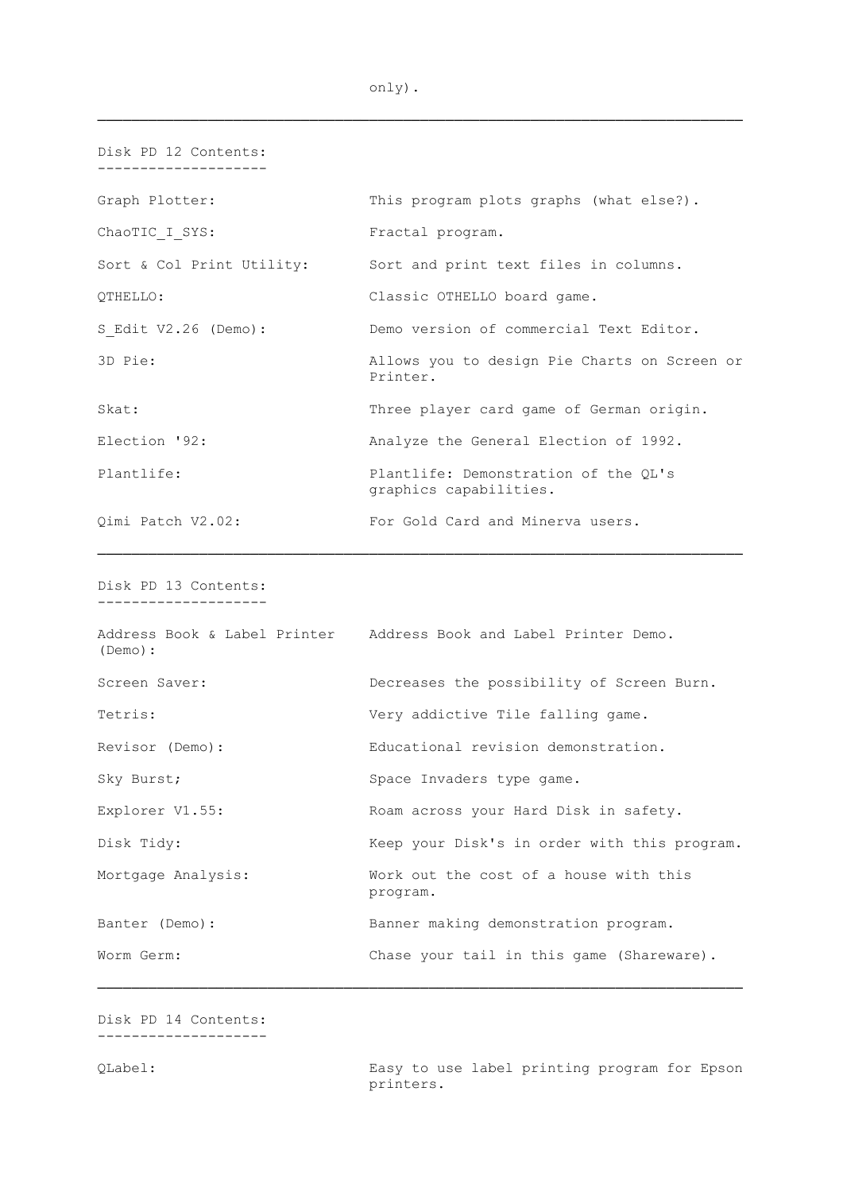only).

---

## Disk PD 12 Contents:

| | |
|---|---|
| Graph Plotter: | This program plots graphs (what else?). |
| ChaoTIC_I_SYS: | Fractal program. |
| Sort & Col Print Utility: | Sort and print text files in columns. |
| QTHELLO: | Classic OTHELLO board game. |
| S_Edit V2.26 (Demo): | Demo version of commercial Text Editor. |
| 3D Pie: | Allows you to design Pie Charts on Screen or Printer. |
| Skat: | Three player card game of German origin. |
| Election '92: | Analyze the General Election of 1992. |
| Plantlife: | Plantlife: Demonstration of the QL's graphics capabilities. |
| Qimi Patch V2.02: | For Gold Card and Minerva users. |

---

## Disk PD 13 Contents:

| | |
|---|---|
| Address Book & Label Printer (Demo): | Address Book and Label Printer Demo. |
| Screen Saver: | Decreases the possibility of Screen Burn. |
| Tetris: | Very addictive Tile falling game. |
| Revisor (Demo): | Educational revision demonstration. |
| Sky Burst; | Space Invaders type game. |
| Explorer V1.55: | Roam across your Hard Disk in safety. |
| Disk Tidy: | Keep your Disk's in order with this program. |
| Mortgage Analysis: | Work out the cost of a house with this program. |
| Banter (Demo): | Banner making demonstration program. |
| Worm Germ: | Chase your tail in this game (Shareware). |

---

## Disk PD 14 Contents:

| | |
|---|---|
| QLabel: | Easy to use label printing program for Epson printers. |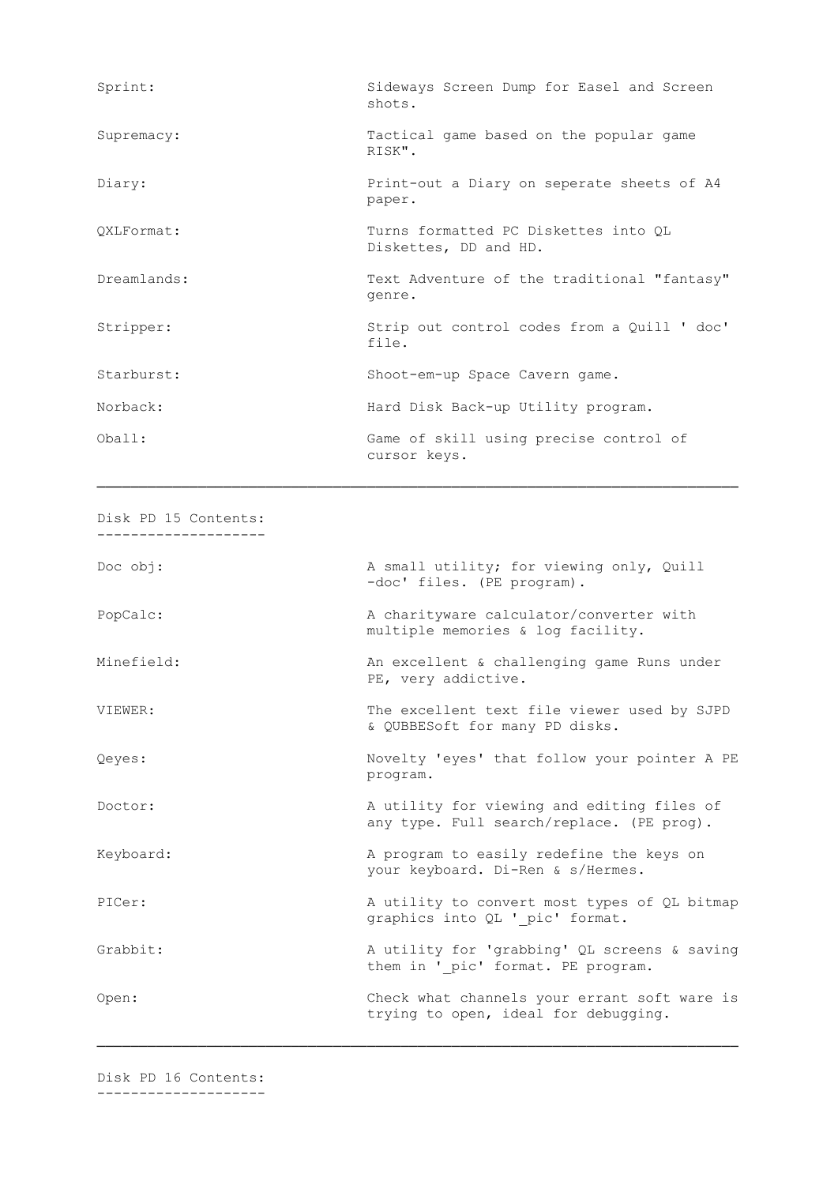| | |
|---|---|
| Sprint: | Sideways Screen Dump for Easel and Screen shots. |
| Supremacy: | Tactical game based on the popular game RISK". |
| Diary: | Print-out a Diary on seperate sheets of A4 paper. |
| QXLFormat: | Turns formatted PC Diskettes into QL Diskettes, DD and HD. |
| Dreamlands: | Text Adventure of the traditional "fantasy" genre. |
| Stripper: | Strip out control codes from a Quill ' doc' file. |
| Starburst: | Shoot-em-up Space Cavern game. |
| Norback: | Hard Disk Back-up Utility program. |
| Oball: | Game of skill using precise control of cursor keys. |

---

Disk PD 15 Contents:
--------------------

| | |
|---|---|
| Doc obj: | A small utility; for viewing only, Quill -doc' files. (PE program). |
| PopCalc: | A charityware calculator/converter with multiple memories & log facility. |
| Minefield: | An excellent & challenging game Runs under PE, very addictive. |
| VIEWER: | The excellent text file viewer used by SJPD & QUBBESoft for many PD disks. |
| Qeyes: | Novelty 'eyes' that follow your pointer A PE program. |
| Doctor: | A utility for viewing and editing files of any type. Full search/replace. (PE prog). |
| Keyboard: | A program to easily redefine the keys on your keyboard. Di-Ren & s/Hermes. |
| PICer: | A utility to convert most types of QL bitmap graphics into QL '_pic' format. |
| Grabbit: | A utility for 'grabbing' QL screens & saving them in '_pic' format. PE program. |
| Open: | Check what channels your errant soft ware is trying to open, ideal for debugging. |

---

Disk PD 16 Contents:
--------------------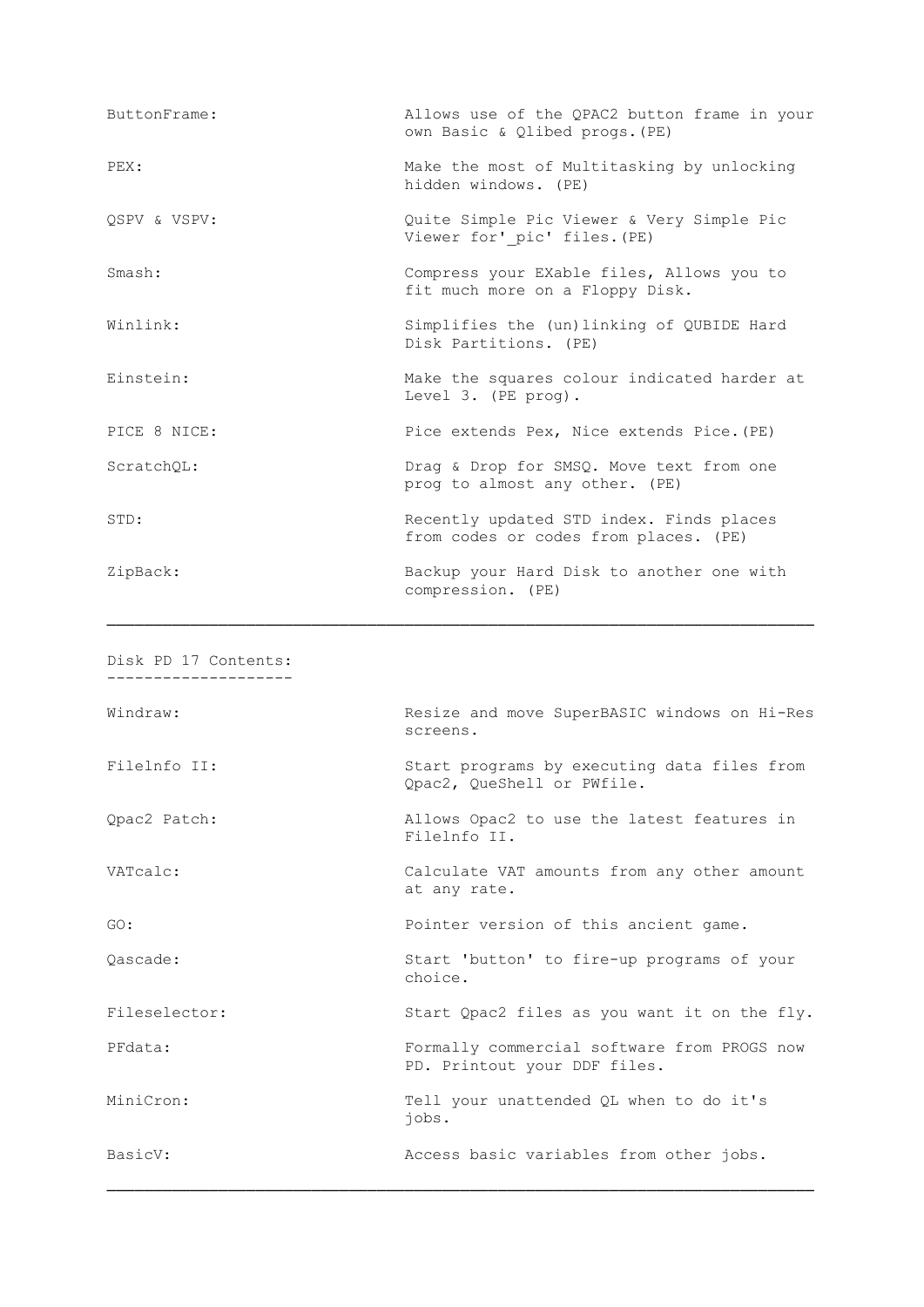| | |
|---|---|
| ButtonFrame: | Allows use of the QPAC2 button frame in your own Basic & Qlibed progs.(PE) |
| PEX: | Make the most of Multitasking by unlocking hidden windows. (PE) |
| QSPV & VSPV: | Quite Simple Pic Viewer & Very Simple Pic Viewer for'_pic' files.(PE) |
| Smash: | Compress your EXable files, Allows you to fit much more on a Floppy Disk. |
| Winlink: | Simplifies the (un)linking of QUBIDE Hard Disk Partitions. (PE) |
| Einstein: | Make the squares colour indicated harder at Level 3. (PE prog). |
| PICE 8 NICE: | Pice extends Pex, Nice extends Pice.(PE) |
| ScratchQL: | Drag & Drop for SMSQ. Move text from one prog to almost any other. (PE) |
| STD: | Recently updated STD index. Finds places from codes or codes from places. (PE) |
| ZipBack: | Backup your Hard Disk to another one with compression. (PE) |

---

## Disk PD 17 Contents:

| | |
|---|---|
| Windraw: | Resize and move SuperBASIC windows on Hi-Res screens. |
| Filelnfo II: | Start programs by executing data files from Qpac2, QueShell or PWfile. |
| Qpac2 Patch: | Allows Opac2 to use the latest features in Filelnfo II. |
| VATcalc: | Calculate VAT amounts from any other amount at any rate. |
| GO: | Pointer version of this ancient game. |
| Qascade: | Start 'button' to fire-up programs of your choice. |
| Fileselector: | Start Qpac2 files as you want it on the fly. |
| PFdata: | Formally commercial software from PROGS now PD. Printout your DDF files. |
| MiniCron: | Tell your unattended QL when to do it's jobs. |
| BasicV: | Access basic variables from other jobs. |

---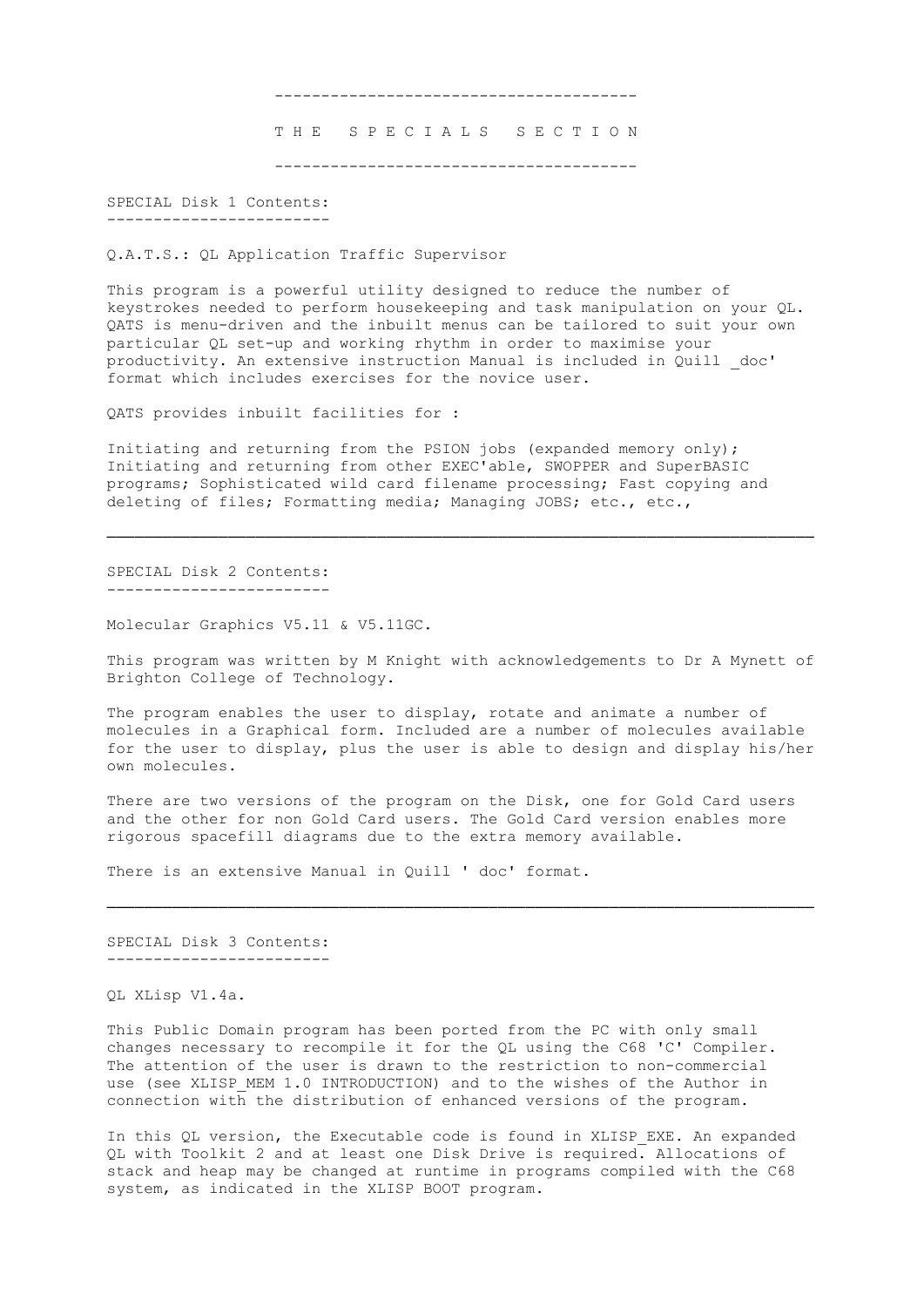# THE SPECIALS SECTION

## SPECIAL Disk 1 Contents:

Q.A.T.S.: QL Application Traffic Supervisor

This program is a powerful utility designed to reduce the number of keystrokes needed to perform housekeeping and task manipulation on your QL. QATS is menu-driven and the inbuilt menus can be tailored to suit your own particular QL set-up and working rhythm in order to maximise your productivity. An extensive instruction Manual is included in Quill _doc' format which includes exercises for the novice user.

QATS provides inbuilt facilities for :

Initiating and returning from the PSION jobs (expanded memory only); Initiating and returning from other EXEC'able, SWOPPER and SuperBASIC programs; Sophisticated wild card filename processing; Fast copying and deleting of files; Formatting media; Managing JOBS; etc., etc.,

---

## SPECIAL Disk 2 Contents:

Molecular Graphics V5.11 & V5.11GC.

This program was written by M Knight with acknowledgements to Dr A Mynett of Brighton College of Technology.

The program enables the user to display, rotate and animate a number of molecules in a Graphical form. Included are a number of molecules available for the user to display, plus the user is able to design and display his/her own molecules.

There are two versions of the program on the Disk, one for Gold Card users and the other for non Gold Card users. The Gold Card version enables more rigorous spacefill diagrams due to the extra memory available.

There is an extensive Manual in Quill ' doc' format.

---

## SPECIAL Disk 3 Contents:

QL XLisp V1.4a.

This Public Domain program has been ported from the PC with only small changes necessary to recompile it for the QL using the C68 'C' Compiler. The attention of the user is drawn to the restriction to non-commercial use (see XLISP_MEM 1.0 INTRODUCTION) and to the wishes of the Author in connection with the distribution of enhanced versions of the program.

In this QL version, the Executable code is found in XLISP_EXE. An expanded QL with Toolkit 2 and at least one Disk Drive is required. Allocations of stack and heap may be changed at runtime in programs compiled with the C68 system, as indicated in the XLISP BOOT program.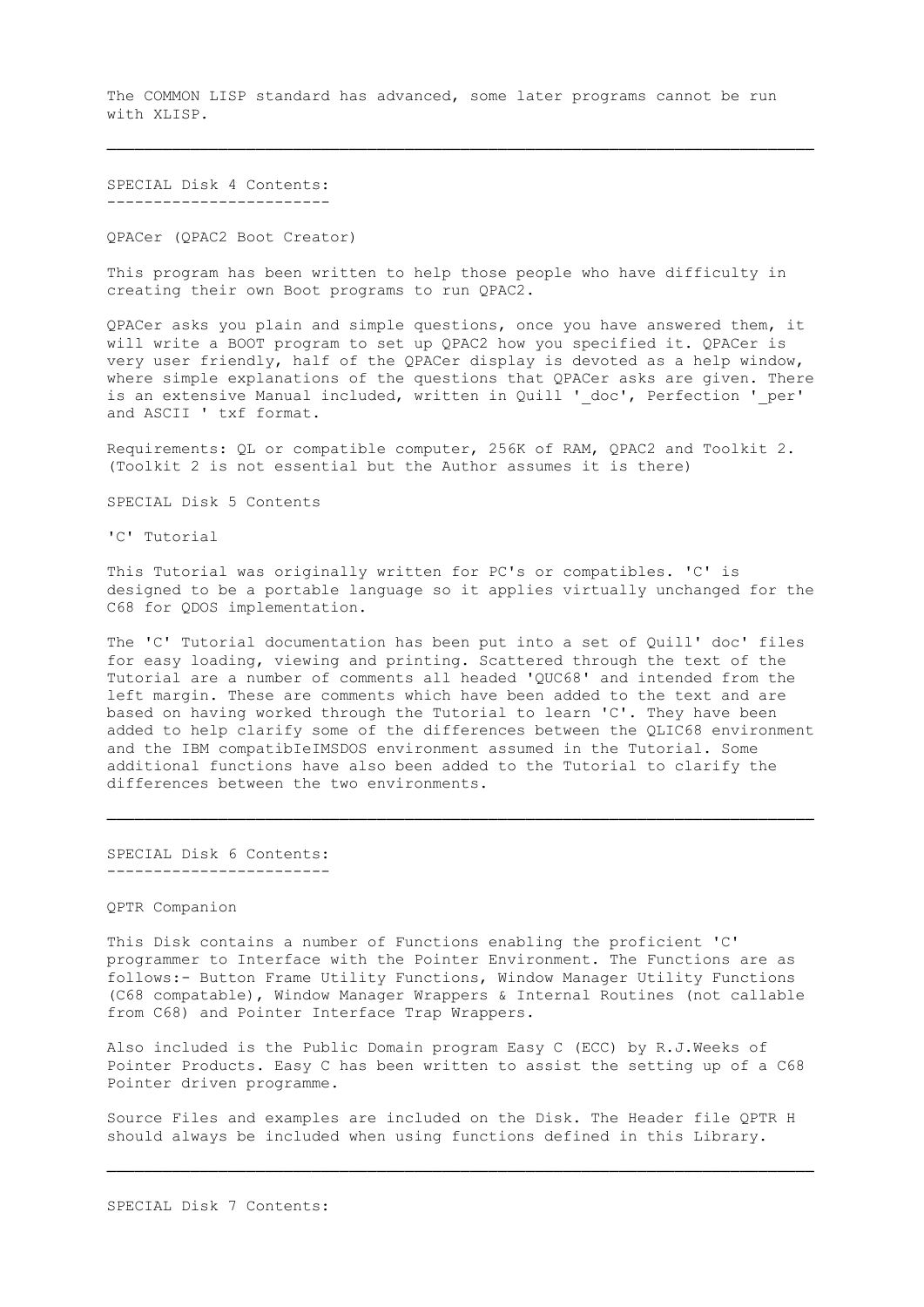The COMMON LISP standard has advanced, some later programs cannot be run with XLISP.

---

## SPECIAL Disk 4 Contents:

QPACer (QPAC2 Boot Creator)

This program has been written to help those people who have difficulty in creating their own Boot programs to run QPAC2.

QPACer asks you plain and simple questions, once you have answered them, it will write a BOOT program to set up QPAC2 how you specified it. QPACer is very user friendly, half of the QPACer display is devoted as a help window, where simple explanations of the questions that QPACer asks are given. There is an extensive Manual included, written in Quill '_doc', Perfection '_per' and ASCII ' txf format.

Requirements: QL or compatible computer, 256K of RAM, QPAC2 and Toolkit 2. (Toolkit 2 is not essential but the Author assumes it is there)

SPECIAL Disk 5 Contents

'C' Tutorial

This Tutorial was originally written for PC's or compatibles. 'C' is designed to be a portable language so it applies virtually unchanged for the C68 for QDOS implementation.

The 'C' Tutorial documentation has been put into a set of Quill' doc' files for easy loading, viewing and printing. Scattered through the text of the Tutorial are a number of comments all headed 'QUC68' and intended from the left margin. These are comments which have been added to the text and are based on having worked through the Tutorial to learn 'C'. They have been added to help clarify some of the differences between the QLIC68 environment and the IBM compatibIeIMSDOS environment assumed in the Tutorial. Some additional functions have also been added to the Tutorial to clarify the differences between the two environments.

---

## SPECIAL Disk 6 Contents:

QPTR Companion

This Disk contains a number of Functions enabling the proficient 'C' programmer to Interface with the Pointer Environment. The Functions are as follows:- Button Frame Utility Functions, Window Manager Utility Functions (C68 compatable), Window Manager Wrappers & Internal Routines (not callable from C68) and Pointer Interface Trap Wrappers.

Also included is the Public Domain program Easy C (ECC) by R.J.Weeks of Pointer Products. Easy C has been written to assist the setting up of a C68 Pointer driven programme.

Source Files and examples are included on the Disk. The Header file QPTR H should always be included when using functions defined in this Library.

---

SPECIAL Disk 7 Contents: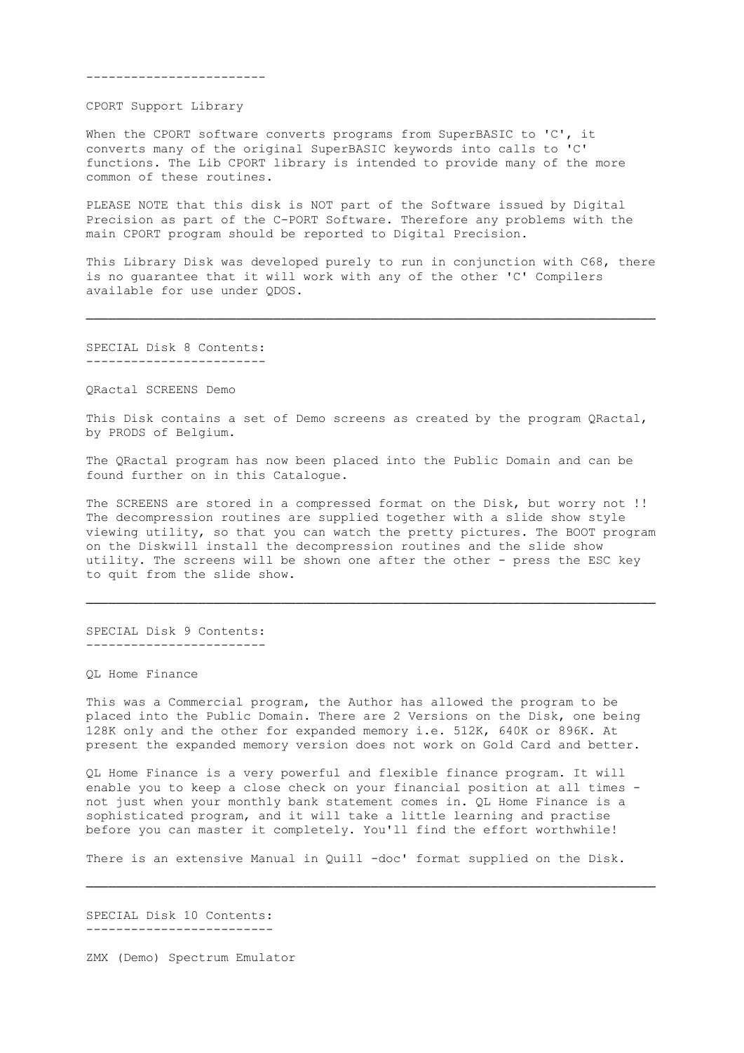------------------------

CPORT Support Library

When the CPORT software converts programs from SuperBASIC to 'C', it converts many of the original SuperBASIC keywords into calls to 'C' functions. The Lib CPORT library is intended to provide many of the more common of these routines.

PLEASE NOTE that this disk is NOT part of the Software issued by Digital Precision as part of the C-PORT Software. Therefore any problems with the main CPORT program should be reported to Digital Precision.

This Library Disk was developed purely to run in conjunction with C68, there is no guarantee that it will work with any of the other 'C' Compilers available for use under QDOS.

---

SPECIAL Disk 8 Contents:
------------------------

QRactal SCREENS Demo

This Disk contains a set of Demo screens as created by the program QRactal, by PRODS of Belgium.

The QRactal program has now been placed into the Public Domain and can be found further on in this Catalogue.

The SCREENS are stored in a compressed format on the Disk, but worry not !! The decompression routines are supplied together with a slide show style viewing utility, so that you can watch the pretty pictures. The BOOT program on the Diskwill install the decompression routines and the slide show utility. The screens will be shown one after the other - press the ESC key to quit from the slide show.

---

SPECIAL Disk 9 Contents:
------------------------

QL Home Finance

This was a Commercial program, the Author has allowed the program to be placed into the Public Domain. There are 2 Versions on the Disk, one being 128K only and the other for expanded memory i.e. 512K, 640K or 896K. At present the expanded memory version does not work on Gold Card and better.

QL Home Finance is a very powerful and flexible finance program. It will enable you to keep a close check on your financial position at all times - not just when your monthly bank statement comes in. QL Home Finance is a sophisticated program, and it will take a little learning and practise before you can master it completely. You'll find the effort worthwhile!

There is an extensive Manual in Quill -doc' format supplied on the Disk.

---

SPECIAL Disk 10 Contents:
-------------------------

ZMX (Demo) Spectrum Emulator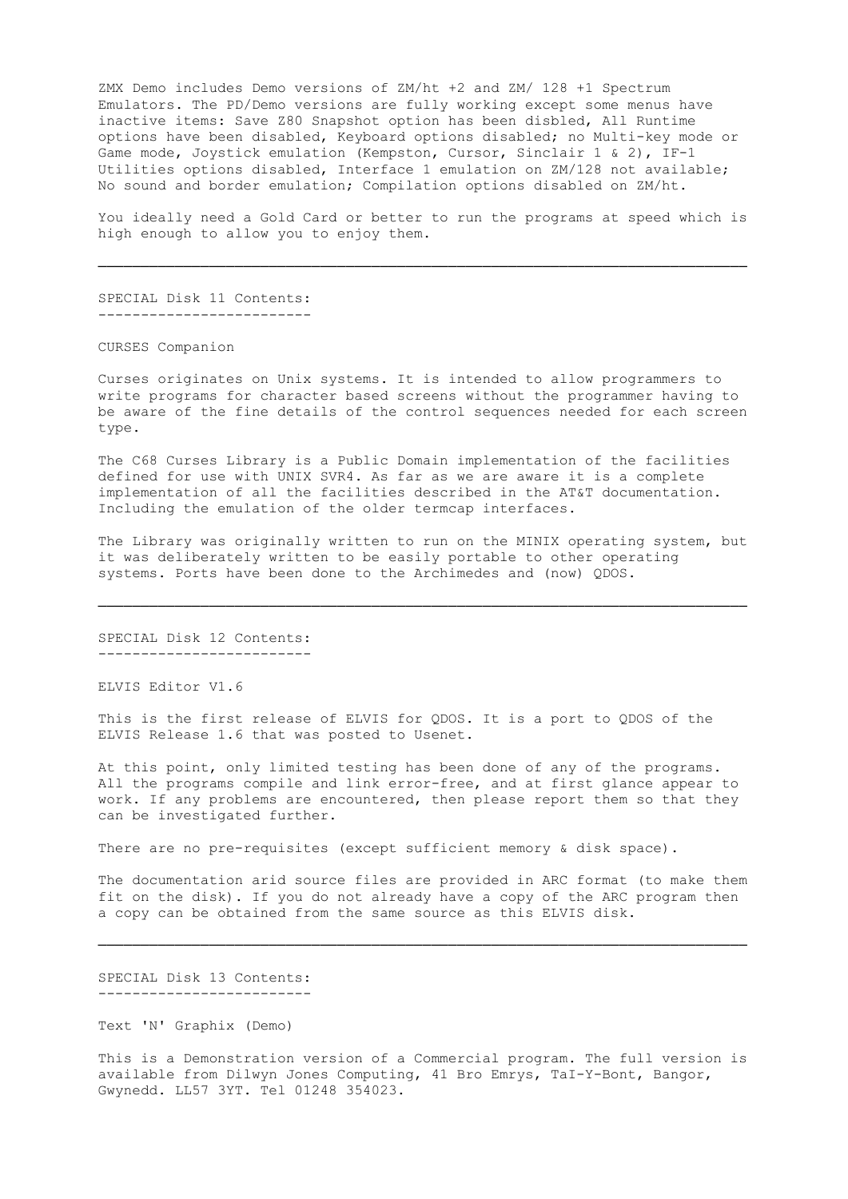ZMX Demo includes Demo versions of ZM/ht +2 and ZM/ 128 +1 Spectrum Emulators. The PD/Demo versions are fully working except some menus have inactive items: Save Z80 Snapshot option has been disbled, All Runtime options have been disabled, Keyboard options disabled; no Multi-key mode or Game mode, Joystick emulation (Kempston, Cursor, Sinclair 1 & 2), IF-1 Utilities options disabled, Interface 1 emulation on ZM/128 not available; No sound and border emulation; Compilation options disabled on ZM/ht.

You ideally need a Gold Card or better to run the programs at speed which is high enough to allow you to enjoy them.

---

## SPECIAL Disk 11 Contents:

CURSES Companion

Curses originates on Unix systems. It is intended to allow programmers to write programs for character based screens without the programmer having to be aware of the fine details of the control sequences needed for each screen type.

The C68 Curses Library is a Public Domain implementation of the facilities defined for use with UNIX SVR4. As far as we are aware it is a complete implementation of all the facilities described in the AT&T documentation. Including the emulation of the older termcap interfaces.

The Library was originally written to run on the MINIX operating system, but it was deliberately written to be easily portable to other operating systems. Ports have been done to the Archimedes and (now) QDOS.

---

## SPECIAL Disk 12 Contents:

ELVIS Editor V1.6

This is the first release of ELVIS for QDOS. It is a port to QDOS of the ELVIS Release 1.6 that was posted to Usenet.

At this point, only limited testing has been done of any of the programs. All the programs compile and link error-free, and at first glance appear to work. If any problems are encountered, then please report them so that they can be investigated further.

There are no pre-requisites (except sufficient memory & disk space).

The documentation arid source files are provided in ARC format (to make them fit on the disk). If you do not already have a copy of the ARC program then a copy can be obtained from the same source as this ELVIS disk.

---

## SPECIAL Disk 13 Contents:

Text 'N' Graphix (Demo)

This is a Demonstration version of a Commercial program. The full version is available from Dilwyn Jones Computing, 41 Bro Emrys, TaI-Y-Bont, Bangor, Gwynedd. LL57 3YT. Tel 01248 354023.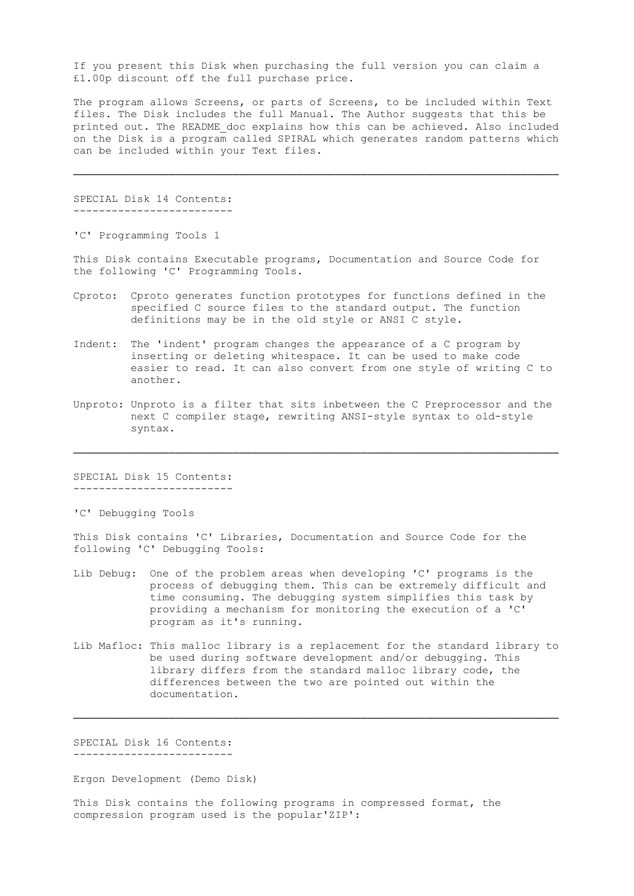If you present this Disk when purchasing the full version you can claim a £1.00p discount off the full purchase price.

The program allows Screens, or parts of Screens, to be included within Text files. The Disk includes the full Manual. The Author suggests that this be printed out. The README_doc explains how this can be achieved. Also included on the Disk is a program called SPIRAL which generates random patterns which can be included within your Text files.

---

## SPECIAL Disk 14 Contents:

'C' Programming Tools 1

This Disk contains Executable programs, Documentation and Source Code for the following 'C' Programming Tools.

- Cproto: Cproto generates function prototypes for functions defined in the specified C source files to the standard output. The function definitions may be in the old style or ANSI C style.
- Indent: The 'indent' program changes the appearance of a C program by inserting or deleting whitespace. It can be used to make code easier to read. It can also convert from one style of writing C to another.
- Unproto: Unproto is a filter that sits inbetween the C Preprocessor and the next C compiler stage, rewriting ANSI-style syntax to old-style syntax.

---

## SPECIAL Disk 15 Contents:

'C' Debugging Tools

This Disk contains 'C' Libraries, Documentation and Source Code for the following 'C' Debugging Tools:

- Lib Debug: One of the problem areas when developing 'C' programs is the process of debugging them. This can be extremely difficult and time consuming. The debugging system simplifies this task by providing a mechanism for monitoring the execution of a 'C' program as it's running.
- Lib Mafloc: This malloc library is a replacement for the standard library to be used during software development and/or debugging. This library differs from the standard malloc library code, the differences between the two are pointed out within the documentation.

---

## SPECIAL Disk 16 Contents:

Ergon Development (Demo Disk)

This Disk contains the following programs in compressed format, the compression program used is the popular'ZIP':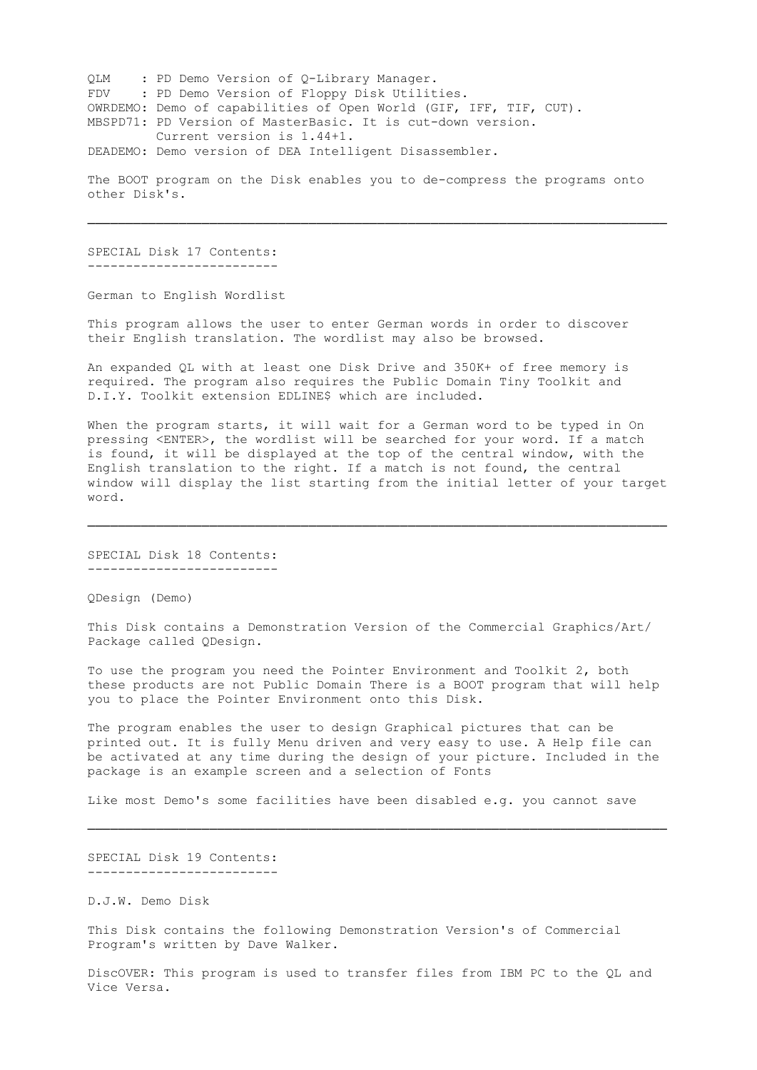QLM    : PD Demo Version of Q-Library Manager.
FDV    : PD Demo Version of Floppy Disk Utilities.
OWRDEMO: Demo of capabilities of Open World (GIF, IFF, TIF, CUT).
MBSPD71: PD Version of MasterBasic. It is cut-down version.
         Current version is 1.44+1.
DEADEMO: Demo version of DEA Intelligent Disassembler.

The BOOT program on the Disk enables you to de-compress the programs onto other Disk's.

---

## SPECIAL Disk 17 Contents:

German to English Wordlist

This program allows the user to enter German words in order to discover their English translation. The wordlist may also be browsed.

An expanded QL with at least one Disk Drive and 350K+ of free memory is required. The program also requires the Public Domain Tiny Toolkit and D.I.Y. Toolkit extension EDLINE$ which are included.

When the program starts, it will wait for a German word to be typed in On pressing <ENTER>, the wordlist will be searched for your word. If a match is found, it will be displayed at the top of the central window, with the English translation to the right. If a match is not found, the central window will display the list starting from the initial letter of your target word.

---

## SPECIAL Disk 18 Contents:

QDesign (Demo)

This Disk contains a Demonstration Version of the Commercial Graphics/Art/ Package called QDesign.

To use the program you need the Pointer Environment and Toolkit 2, both these products are not Public Domain There is a BOOT program that will help you to place the Pointer Environment onto this Disk.

The program enables the user to design Graphical pictures that can be printed out. It is fully Menu driven and very easy to use. A Help file can be activated at any time during the design of your picture. Included in the package is an example screen and a selection of Fonts

Like most Demo's some facilities have been disabled e.g. you cannot save

---

## SPECIAL Disk 19 Contents:

D.J.W. Demo Disk

This Disk contains the following Demonstration Version's of Commercial Program's written by Dave Walker.

DiscOVER: This program is used to transfer files from IBM PC to the QL and Vice Versa.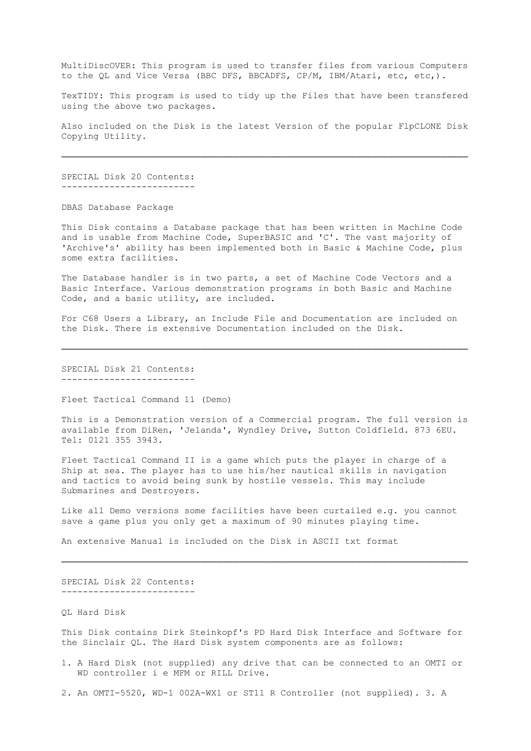MultiDiscOVER: This program is used to transfer files from various Computers to the QL and Vice Versa (BBC DFS, BBCADFS, CP/M, IBM/Atari, etc, etc,).

TexTIDY: This program is used to tidy up the Files that have been transfered using the above two packages.

Also included on the Disk is the latest Version of the popular FlpCLONE Disk Copying Utility.

---

## SPECIAL Disk 20 Contents:

DBAS Database Package

This Disk contains a Database package that has been written in Machine Code and is usable from Machine Code, SuperBASIC and 'C'. The vast majority of 'Archive's' ability has been implemented both in Basic & Machine Code, plus some extra facilities.

The Database handler is in two parts, a set of Machine Code Vectors and a Basic Interface. Various demonstration programs in both Basic and Machine Code, and a basic utility, are included.

For C68 Users a Library, an Include File and Documentation are included on the Disk. There is extensive Documentation included on the Disk.

---

## SPECIAL Disk 21 Contents:

Fleet Tactical Command 11 (Demo)

This is a Demonstration version of a Commercial program. The full version is available from DiRen, 'Jelanda', Wyndley Drive, Sutton Coldfleld. 873 6EU. Tel: 0121 355 3943.

Fleet Tactical Command II is a game which puts the player in charge of a Ship at sea. The player has to use his/her nautical skills in navigation and tactics to avoid being sunk by hostile vessels. This may include Submarines and Destroyers.

Like all Demo versions some facilities have been curtailed e.g. you cannot save a game plus you only get a maximum of 90 minutes playing time.

An extensive Manual is included on the Disk in ASCII txt format

---

## SPECIAL Disk 22 Contents:

QL Hard Disk

This Disk contains Dirk Steinkopf's PD Hard Disk Interface and Software for the Sinclair QL. The Hard Disk system components are as follows:

1. A Hard Disk (not supplied) any drive that can be connected to an OMTI or WD controller i e MFM or RILL Drive.

2. An OMTI-5520, WD-1 002A-WX1 or ST11 R Controller (not supplied). 3. A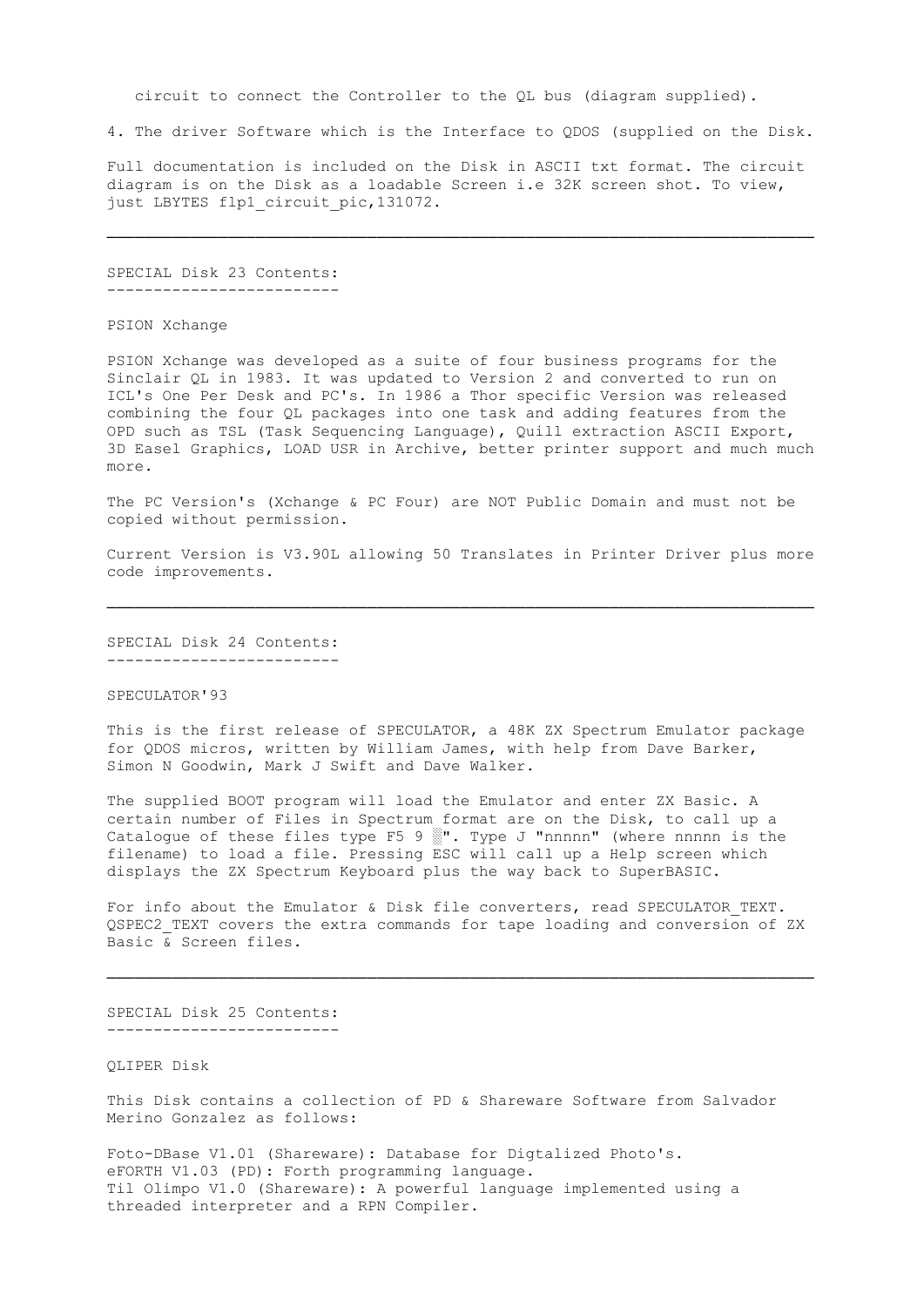circuit to connect the Controller to the QL bus (diagram supplied).

4. The driver Software which is the Interface to QDOS (supplied on the Disk.

Full documentation is included on the Disk in ASCII txt format. The circuit diagram is on the Disk as a loadable Screen i.e 32K screen shot. To view, just LBYTES flp1_circuit_pic,131072.

---

## SPECIAL Disk 23 Contents:

PSION Xchange

PSION Xchange was developed as a suite of four business programs for the Sinclair QL in 1983. It was updated to Version 2 and converted to run on ICL's One Per Desk and PC's. In 1986 a Thor specific Version was released combining the four QL packages into one task and adding features from the OPD such as TSL (Task Sequencing Language), Quill extraction ASCII Export, 3D Easel Graphics, LOAD USR in Archive, better printer support and much much more.

The PC Version's (Xchange & PC Four) are NOT Public Domain and must not be copied without permission.

Current Version is V3.90L allowing 50 Translates in Printer Driver plus more code improvements.

---

## SPECIAL Disk 24 Contents:

SPECULATOR'93

This is the first release of SPECULATOR, a 48K ZX Spectrum Emulator package for QDOS micros, written by William James, with help from Dave Barker, Simon N Goodwin, Mark J Swift and Dave Walker.

The supplied BOOT program will load the Emulator and enter ZX Basic. A certain number of Files in Spectrum format are on the Disk, to call up a Catalogue of these files type F5 9 ░". Type J "nnnnn" (where nnnnn is the filename) to load a file. Pressing ESC will call up a Help screen which displays the ZX Spectrum Keyboard plus the way back to SuperBASIC.

For info about the Emulator & Disk file converters, read SPECULATOR_TEXT. QSPEC2_TEXT covers the extra commands for tape loading and conversion of ZX Basic & Screen files.

---

## SPECIAL Disk 25 Contents:

QLIPER Disk

This Disk contains a collection of PD & Shareware Software from Salvador Merino Gonzalez as follows:

Foto-DBase V1.01 (Shareware): Database for Digtalized Photo's.
eFORTH V1.03 (PD): Forth programming language.
Til Olimpo V1.0 (Shareware): A powerful language implemented using a threaded interpreter and a RPN Compiler.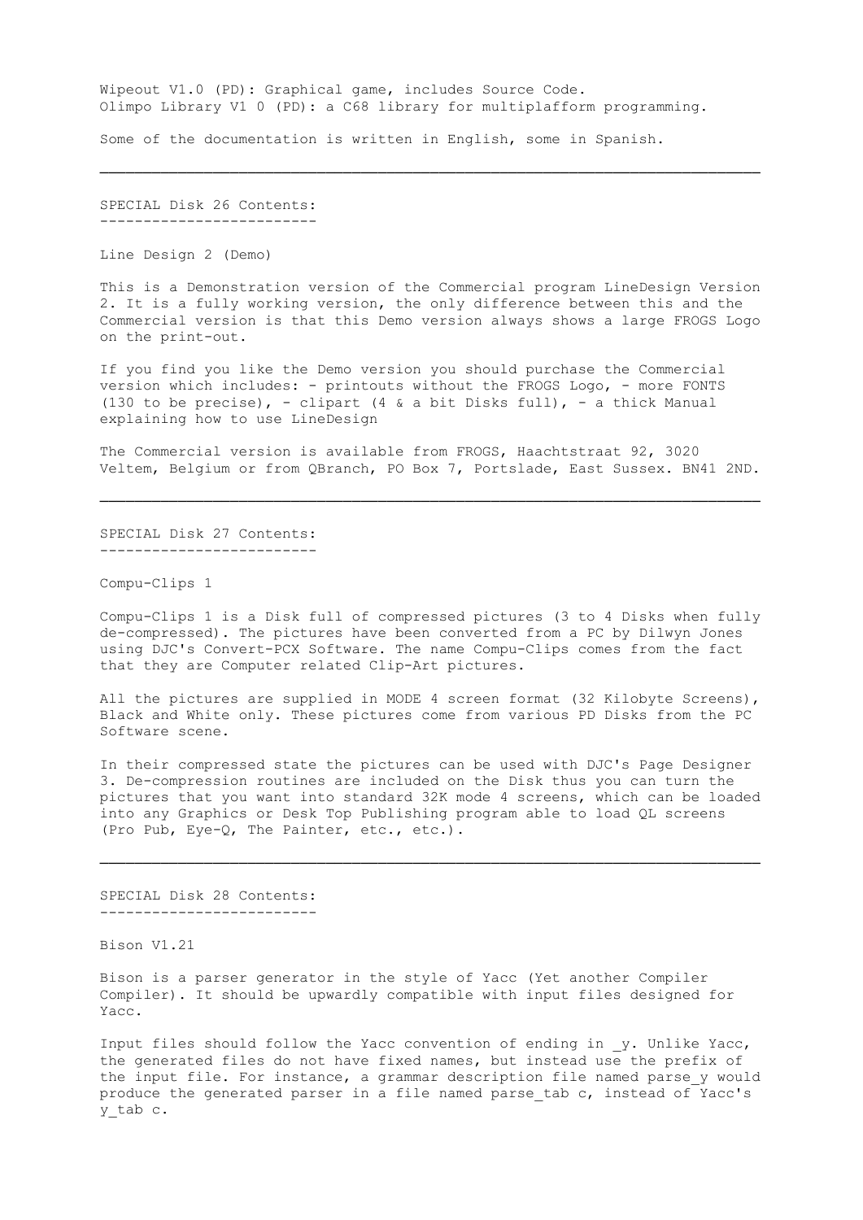Wipeout V1.0 (PD): Graphical game, includes Source Code.
Olimpo Library V1 0 (PD): a C68 library for multiplafform programming.

Some of the documentation is written in English, some in Spanish.

---

## SPECIAL Disk 26 Contents:

Line Design 2 (Demo)

This is a Demonstration version of the Commercial program LineDesign Version 2. It is a fully working version, the only difference between this and the Commercial version is that this Demo version always shows a large FROGS Logo on the print-out.

If you find you like the Demo version you should purchase the Commercial version which includes: - printouts without the FROGS Logo, - more FONTS (130 to be precise), - clipart (4 & a bit Disks full), - a thick Manual explaining how to use LineDesign

The Commercial version is available from FROGS, Haachtstraat 92, 3020 Veltem, Belgium or from QBranch, PO Box 7, Portslade, East Sussex. BN41 2ND.

---

## SPECIAL Disk 27 Contents:

Compu-Clips 1

Compu-Clips 1 is a Disk full of compressed pictures (3 to 4 Disks when fully de-compressed). The pictures have been converted from a PC by Dilwyn Jones using DJC's Convert-PCX Software. The name Compu-Clips comes from the fact that they are Computer related Clip-Art pictures.

All the pictures are supplied in MODE 4 screen format (32 Kilobyte Screens), Black and White only. These pictures come from various PD Disks from the PC Software scene.

In their compressed state the pictures can be used with DJC's Page Designer 3. De-compression routines are included on the Disk thus you can turn the pictures that you want into standard 32K mode 4 screens, which can be loaded into any Graphics or Desk Top Publishing program able to load QL screens (Pro Pub, Eye-Q, The Painter, etc., etc.).

---

## SPECIAL Disk 28 Contents:

Bison V1.21

Bison is a parser generator in the style of Yacc (Yet another Compiler Compiler). It should be upwardly compatible with input files designed for Yacc.

Input files should follow the Yacc convention of ending in _y. Unlike Yacc, the generated files do not have fixed names, but instead use the prefix of the input file. For instance, a grammar description file named parse_y would produce the generated parser in a file named parse_tab c, instead of Yacc's y_tab c.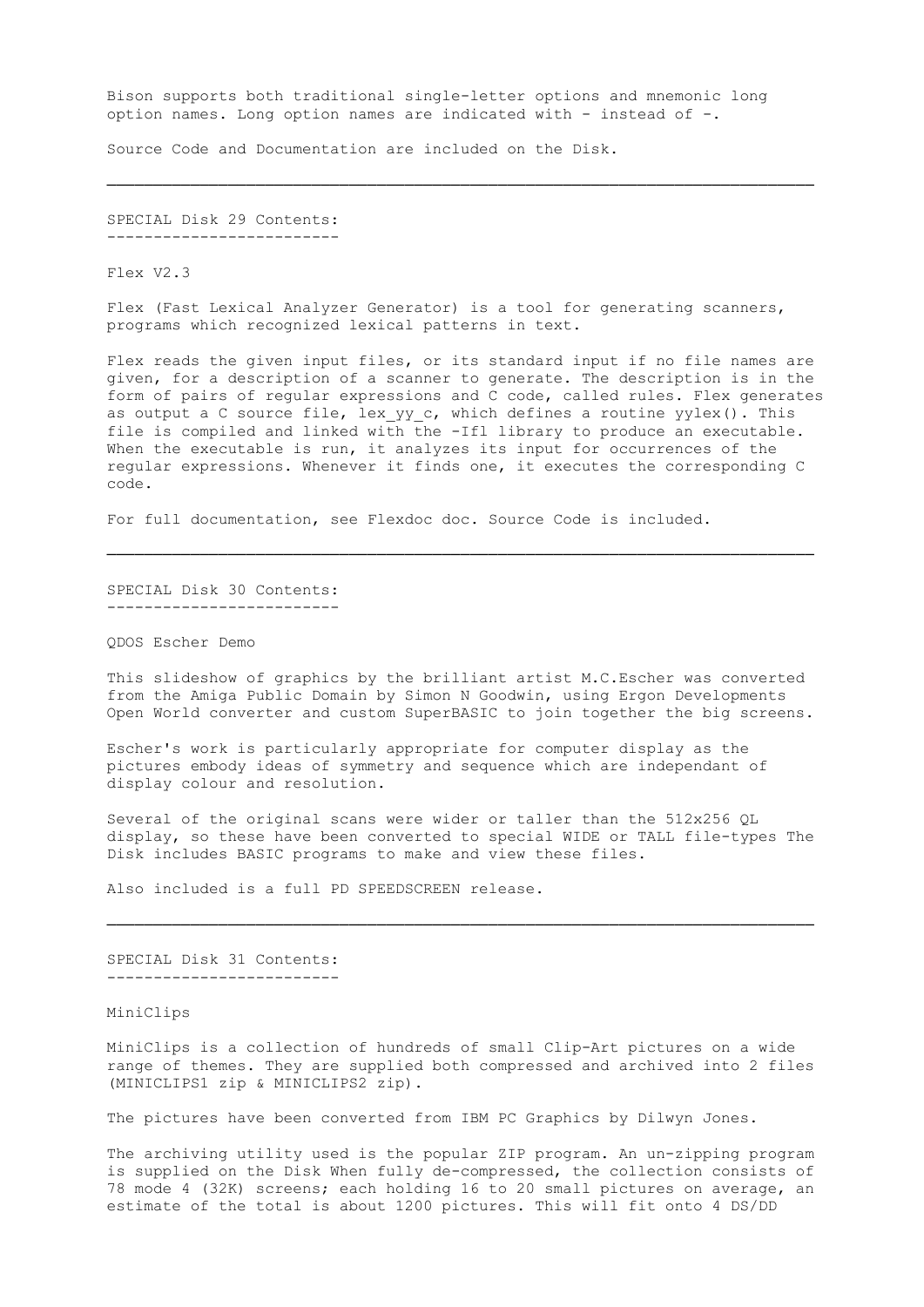Bison supports both traditional single-letter options and mnemonic long option names. Long option names are indicated with - instead of -.

Source Code and Documentation are included on the Disk.

---

SPECIAL Disk 29 Contents:
-------------------------

Flex V2.3

Flex (Fast Lexical Analyzer Generator) is a tool for generating scanners, programs which recognized lexical patterns in text.

Flex reads the given input files, or its standard input if no file names are given, for a description of a scanner to generate. The description is in the form of pairs of regular expressions and C code, called rules. Flex generates as output a C source file, lex_yy_c, which defines a routine yylex(). This file is compiled and linked with the -Ifl library to produce an executable. When the executable is run, it analyzes its input for occurrences of the regular expressions. Whenever it finds one, it executes the corresponding C code.

For full documentation, see Flexdoc doc. Source Code is included.

---

SPECIAL Disk 30 Contents:
-------------------------

QDOS Escher Demo

This slideshow of graphics by the brilliant artist M.C.Escher was converted from the Amiga Public Domain by Simon N Goodwin, using Ergon Developments Open World converter and custom SuperBASIC to join together the big screens.

Escher's work is particularly appropriate for computer display as the pictures embody ideas of symmetry and sequence which are independant of display colour and resolution.

Several of the original scans were wider or taller than the 512x256 QL display, so these have been converted to special WIDE or TALL file-types The Disk includes BASIC programs to make and view these files.

Also included is a full PD SPEEDSCREEN release.

---

SPECIAL Disk 31 Contents:
-------------------------

MiniClips

MiniClips is a collection of hundreds of small Clip-Art pictures on a wide range of themes. They are supplied both compressed and archived into 2 files (MINICLIPS1 zip & MINICLIPS2 zip).

The pictures have been converted from IBM PC Graphics by Dilwyn Jones.

The archiving utility used is the popular ZIP program. An un-zipping program is supplied on the Disk When fully de-compressed, the collection consists of 78 mode 4 (32K) screens; each holding 16 to 20 small pictures on average, an estimate of the total is about 1200 pictures. This will fit onto 4 DS/DD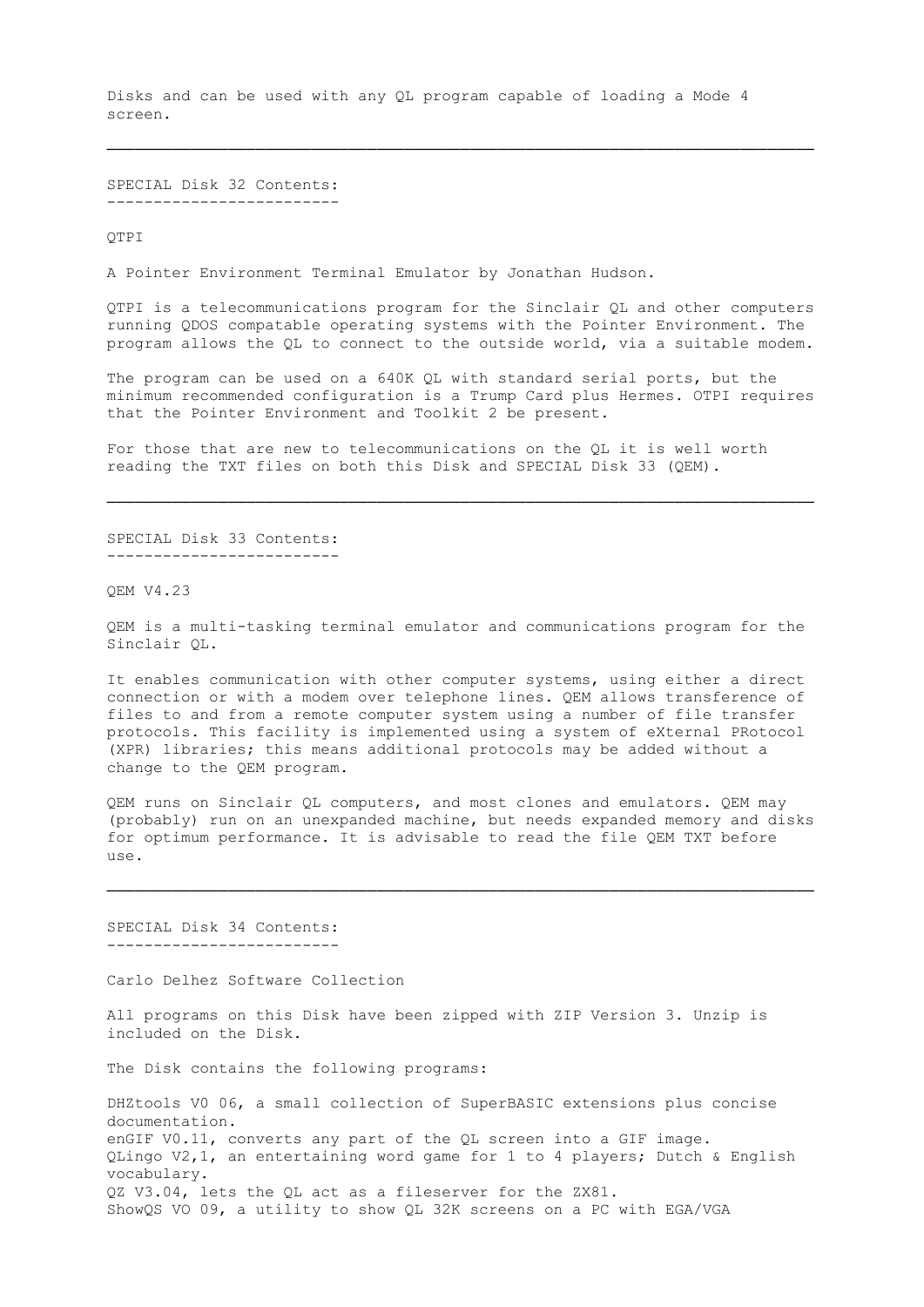Disks and can be used with any QL program capable of loading a Mode 4 screen.

---

## SPECIAL Disk 32 Contents:

QTPI

A Pointer Environment Terminal Emulator by Jonathan Hudson.

QTPI is a telecommunications program for the Sinclair QL and other computers running QDOS compatable operating systems with the Pointer Environment. The program allows the QL to connect to the outside world, via a suitable modem.

The program can be used on a 640K QL with standard serial ports, but the minimum recommended configuration is a Trump Card plus Hermes. OTPI requires that the Pointer Environment and Toolkit 2 be present.

For those that are new to telecommunications on the QL it is well worth reading the TXT files on both this Disk and SPECIAL Disk 33 (QEM).

---

## SPECIAL Disk 33 Contents:

QEM V4.23

QEM is a multi-tasking terminal emulator and communications program for the Sinclair QL.

It enables communication with other computer systems, using either a direct connection or with a modem over telephone lines. QEM allows transference of files to and from a remote computer system using a number of file transfer protocols. This facility is implemented using a system of eXternal PRotocol (XPR) libraries; this means additional protocols may be added without a change to the QEM program.

QEM runs on Sinclair QL computers, and most clones and emulators. QEM may (probably) run on an unexpanded machine, but needs expanded memory and disks for optimum performance. It is advisable to read the file QEM TXT before use.

---

## SPECIAL Disk 34 Contents:

Carlo Delhez Software Collection

All programs on this Disk have been zipped with ZIP Version 3. Unzip is included on the Disk.

The Disk contains the following programs:

DHZtools V0 06, a small collection of SuperBASIC extensions plus concise documentation.
enGIF V0.11, converts any part of the QL screen into a GIF image.
QLingo V2,1, an entertaining word game for 1 to 4 players; Dutch & English vocabulary.
QZ V3.04, lets the QL act as a fileserver for the ZX81.
ShowQS VO 09, a utility to show QL 32K screens on a PC with EGA/VGA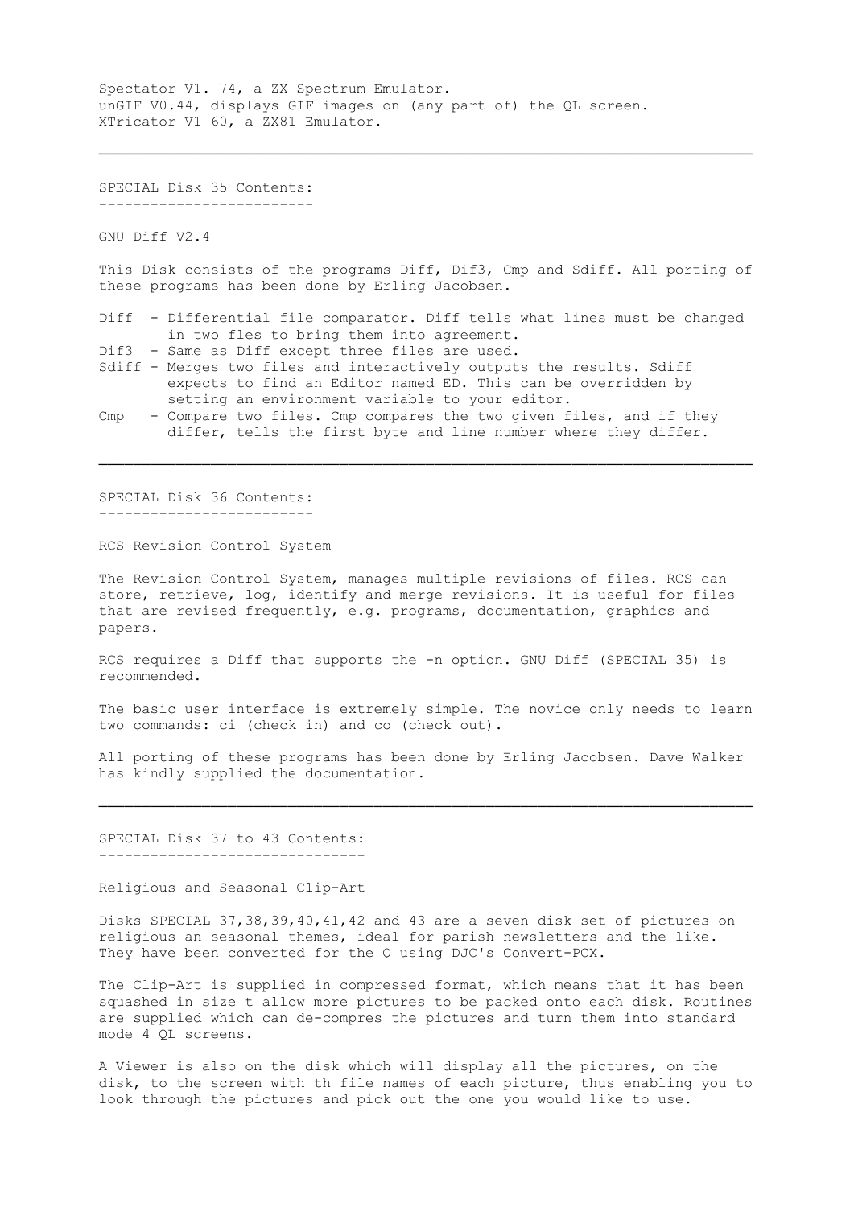Spectator V1. 74, a ZX Spectrum Emulator.
unGIF V0.44, displays GIF images on (any part of) the QL screen.
XTricator V1 60, a ZX81 Emulator.

---

## SPECIAL Disk 35 Contents:

GNU Diff V2.4

This Disk consists of the programs Diff, Dif3, Cmp and Sdiff. All porting of these programs has been done by Erling Jacobsen.

- Diff - Differential file comparator. Diff tells what lines must be changed in two fles to bring them into agreement.
- Dif3 - Same as Diff except three files are used.
- Sdiff - Merges two files and interactively outputs the results. Sdiff expects to find an Editor named ED. This can be overridden by setting an environment variable to your editor.
- Cmp - Compare two files. Cmp compares the two given files, and if they differ, tells the first byte and line number where they differ.

---

## SPECIAL Disk 36 Contents:

RCS Revision Control System

The Revision Control System, manages multiple revisions of files. RCS can store, retrieve, log, identify and merge revisions. It is useful for files that are revised frequently, e.g. programs, documentation, graphics and papers.

RCS requires a Diff that supports the -n option. GNU Diff (SPECIAL 35) is recommended.

The basic user interface is extremely simple. The novice only needs to learn two commands: ci (check in) and co (check out).

All porting of these programs has been done by Erling Jacobsen. Dave Walker has kindly supplied the documentation.

---

## SPECIAL Disk 37 to 43 Contents:

Religious and Seasonal Clip-Art

Disks SPECIAL 37,38,39,40,41,42 and 43 are a seven disk set of pictures on religious an seasonal themes, ideal for parish newsletters and the like. They have been converted for the Q using DJC's Convert-PCX.

The Clip-Art is supplied in compressed format, which means that it has been squashed in size t allow more pictures to be packed onto each disk. Routines are supplied which can de-compres the pictures and turn them into standard mode 4 QL screens.

A Viewer is also on the disk which will display all the pictures, on the disk, to the screen with th file names of each picture, thus enabling you to look through the pictures and pick out the one you would like to use.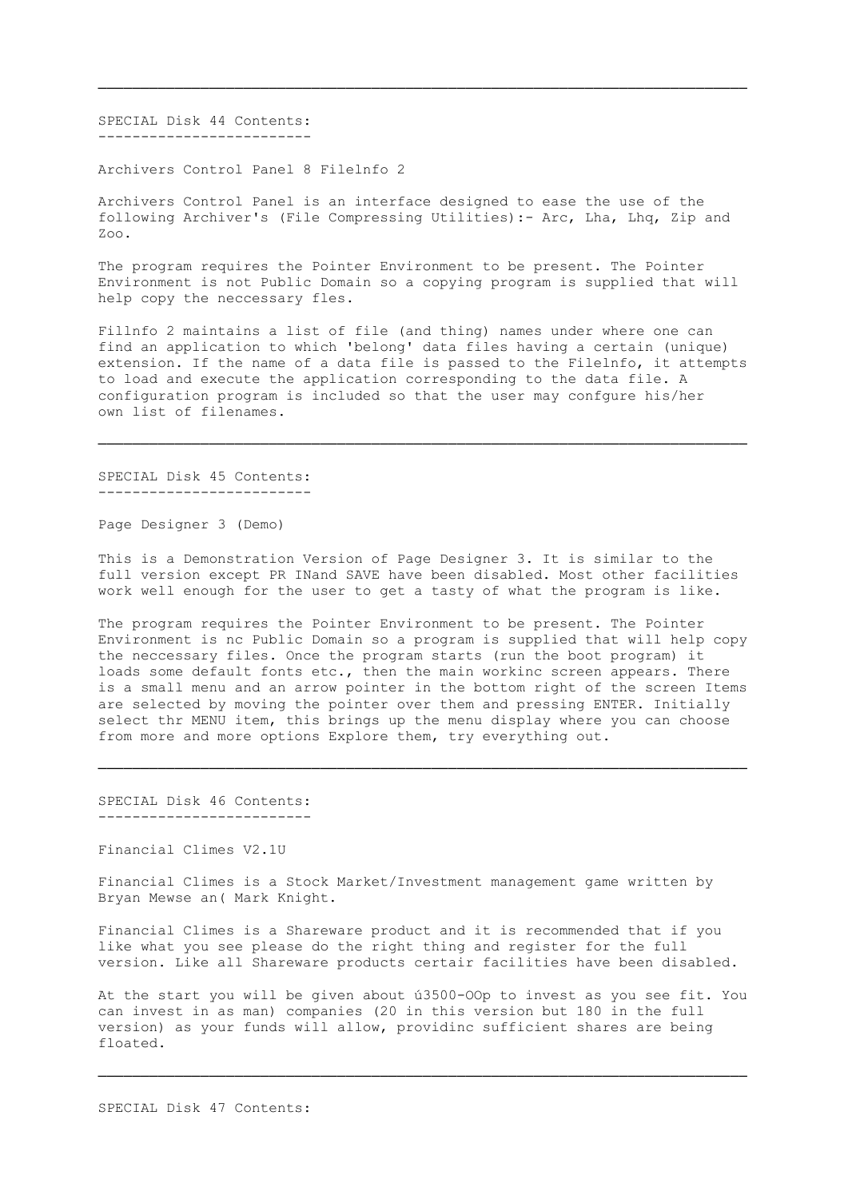---

## SPECIAL Disk 44 Contents:

Archivers Control Panel 8 Filelnfo 2

Archivers Control Panel is an interface designed to ease the use of the following Archiver's (File Compressing Utilities):- Arc, Lha, Lhq, Zip and Zoo.

The program requires the Pointer Environment to be present. The Pointer Environment is not Public Domain so a copying program is supplied that will help copy the neccessary fles.

Fillnfo 2 maintains a list of file (and thing) names under where one can find an application to which 'belong' data files having a certain (unique) extension. If the name of a data file is passed to the Filelnfo, it attempts to load and execute the application corresponding to the data file. A configuration program is included so that the user may confgure his/her own list of filenames.

---

## SPECIAL Disk 45 Contents:

Page Designer 3 (Demo)

This is a Demonstration Version of Page Designer 3. It is similar to the full version except PR INand SAVE have been disabled. Most other facilities work well enough for the user to get a tasty of what the program is like.

The program requires the Pointer Environment to be present. The Pointer Environment is nc Public Domain so a program is supplied that will help copy the neccessary files. Once the program starts (run the boot program) it loads some default fonts etc., then the main workinc screen appears. There is a small menu and an arrow pointer in the bottom right of the screen Items are selected by moving the pointer over them and pressing ENTER. Initially select thr MENU item, this brings up the menu display where you can choose from more and more options Explore them, try everything out.

---

## SPECIAL Disk 46 Contents:

Financial Climes V2.1U

Financial Climes is a Stock Market/Investment management game written by Bryan Mewse an( Mark Knight.

Financial Climes is a Shareware product and it is recommended that if you like what you see please do the right thing and register for the full version. Like all Shareware products certair facilities have been disabled.

At the start you will be given about ú3500-OOp to invest as you see fit. You can invest in as man) companies (20 in this version but 180 in the full version) as your funds will allow, providinc sufficient shares are being floated.

---

## SPECIAL Disk 47 Contents: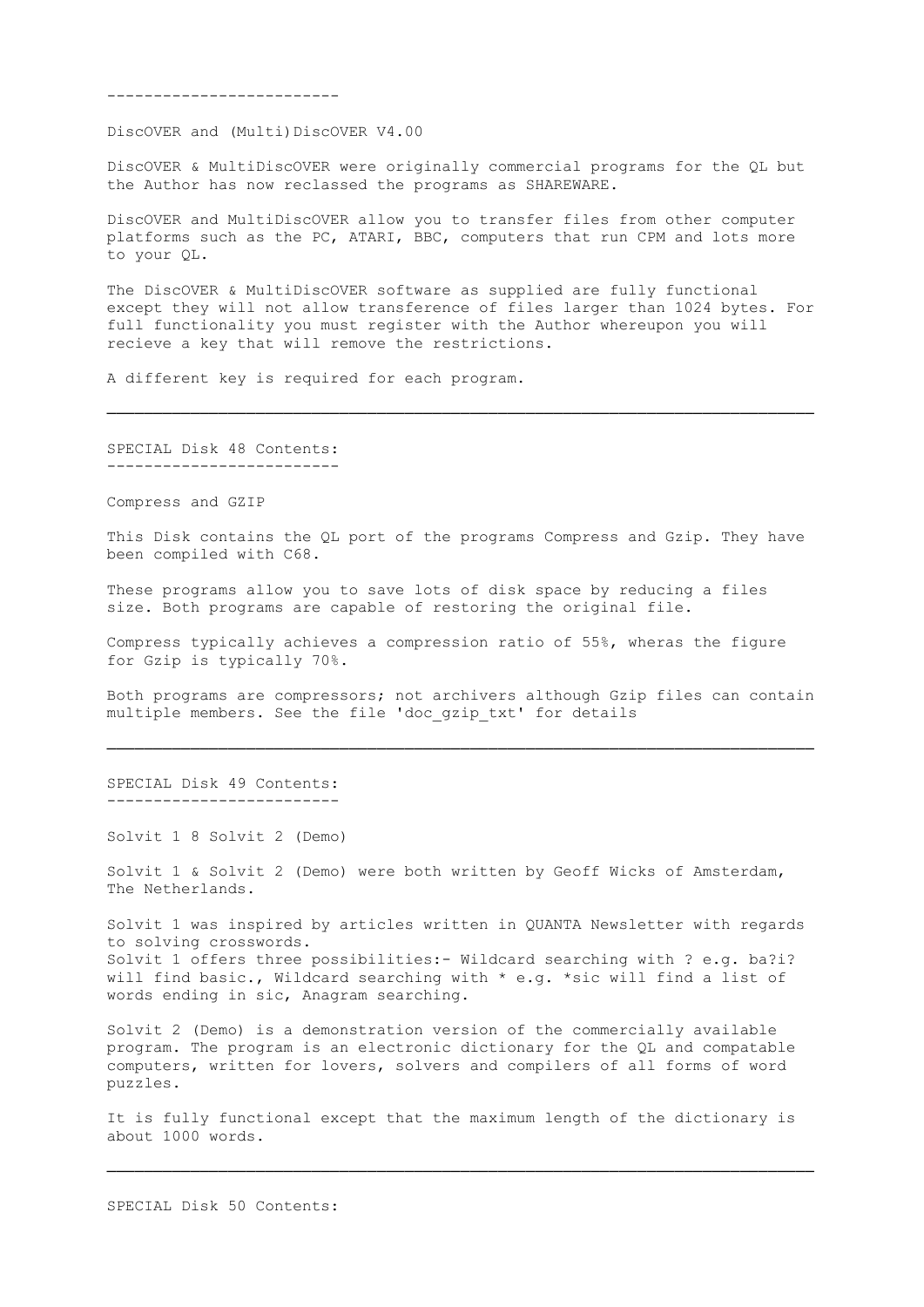-------------------------

DiscOVER and (Multi)DiscOVER V4.00

DiscOVER & MultiDiscOVER were originally commercial programs for the QL but the Author has now reclassed the programs as SHAREWARE.

DiscOVER and MultiDiscOVER allow you to transfer files from other computer platforms such as the PC, ATARI, BBC, computers that run CPM and lots more to your QL.

The DiscOVER & MultiDiscOVER software as supplied are fully functional except they will not allow transference of files larger than 1024 bytes. For full functionality you must register with the Author whereupon you will recieve a key that will remove the restrictions.

A different key is required for each program.

---

SPECIAL Disk 48 Contents:
-------------------------

Compress and GZIP

This Disk contains the QL port of the programs Compress and Gzip. They have been compiled with C68.

These programs allow you to save lots of disk space by reducing a files size. Both programs are capable of restoring the original file.

Compress typically achieves a compression ratio of 55%, wheras the figure for Gzip is typically 70%.

Both programs are compressors; not archivers although Gzip files can contain multiple members. See the file 'doc_gzip_txt' for details

---

SPECIAL Disk 49 Contents:
-------------------------

Solvit 1 8 Solvit 2 (Demo)

Solvit 1 & Solvit 2 (Demo) were both written by Geoff Wicks of Amsterdam, The Netherlands.

Solvit 1 was inspired by articles written in QUANTA Newsletter with regards to solving crosswords.
Solvit 1 offers three possibilities:- Wildcard searching with ? e.g. ba?i? will find basic., Wildcard searching with * e.g. *sic will find a list of words ending in sic, Anagram searching.

Solvit 2 (Demo) is a demonstration version of the commercially available program. The program is an electronic dictionary for the QL and compatable computers, written for lovers, solvers and compilers of all forms of word puzzles.

It is fully functional except that the maximum length of the dictionary is about 1000 words.

---

SPECIAL Disk 50 Contents: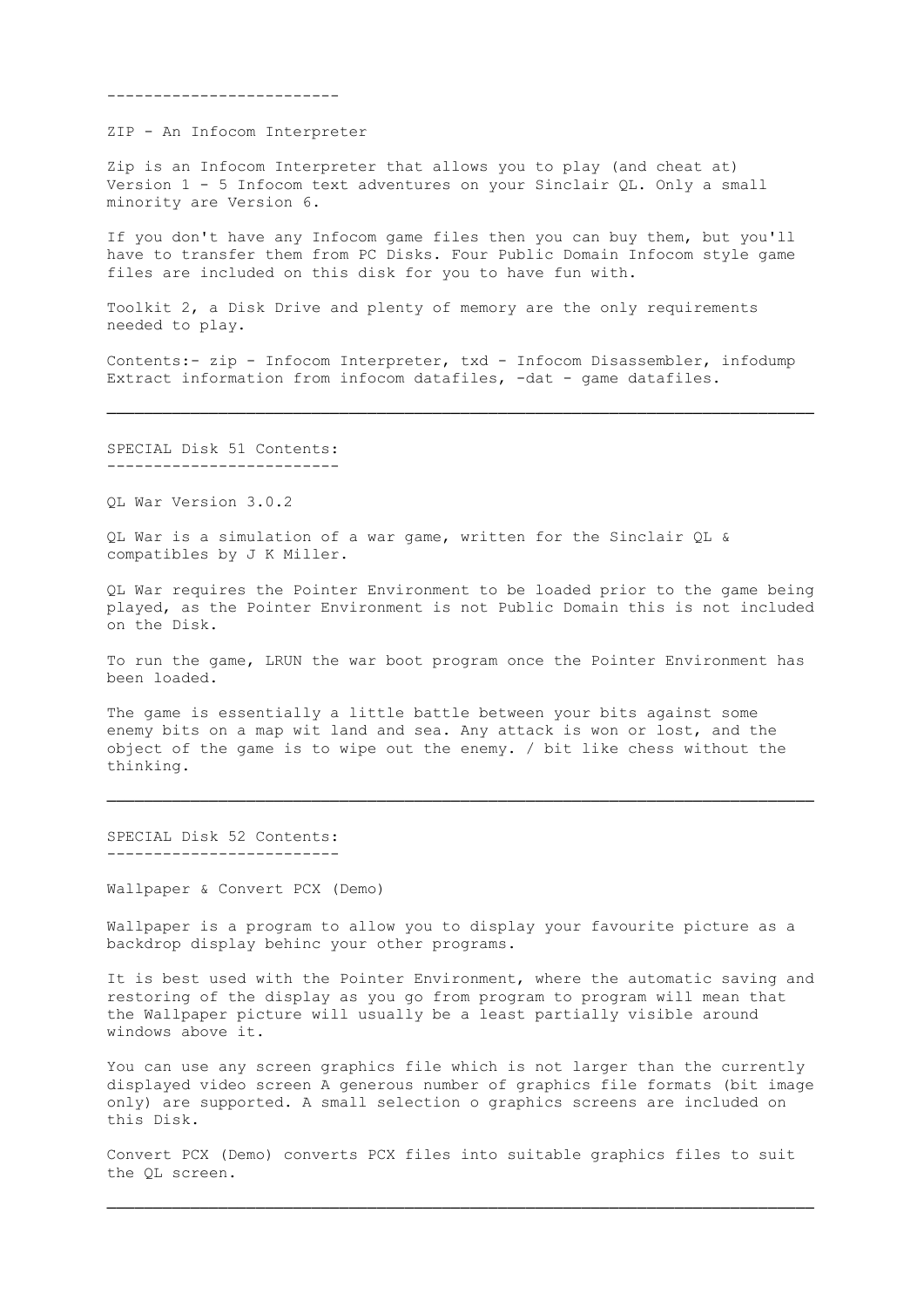-------------------------

ZIP - An Infocom Interpreter

Zip is an Infocom Interpreter that allows you to play (and cheat at) Version 1 - 5 Infocom text adventures on your Sinclair QL. Only a small minority are Version 6.

If you don't have any Infocom game files then you can buy them, but you'll have to transfer them from PC Disks. Four Public Domain Infocom style game files are included on this disk for you to have fun with.

Toolkit 2, a Disk Drive and plenty of memory are the only requirements needed to play.

Contents:- zip - Infocom Interpreter, txd - Infocom Disassembler, infodump Extract information from infocom datafiles, -dat - game datafiles.

---

SPECIAL Disk 51 Contents:
-------------------------

QL War Version 3.0.2

QL War is a simulation of a war game, written for the Sinclair QL & compatibles by J K Miller.

QL War requires the Pointer Environment to be loaded prior to the game being played, as the Pointer Environment is not Public Domain this is not included on the Disk.

To run the game, LRUN the war boot program once the Pointer Environment has been loaded.

The game is essentially a little battle between your bits against some enemy bits on a map wit land and sea. Any attack is won or lost, and the object of the game is to wipe out the enemy. / bit like chess without the thinking.

---

SPECIAL Disk 52 Contents:
-------------------------

Wallpaper & Convert PCX (Demo)

Wallpaper is a program to allow you to display your favourite picture as a backdrop display behinc your other programs.

It is best used with the Pointer Environment, where the automatic saving and restoring of the display as you go from program to program will mean that the Wallpaper picture will usually be a least partially visible around windows above it.

You can use any screen graphics file which is not larger than the currently displayed video screen A generous number of graphics file formats (bit image only) are supported. A small selection o graphics screens are included on this Disk.

Convert PCX (Demo) converts PCX files into suitable graphics files to suit the QL screen.

---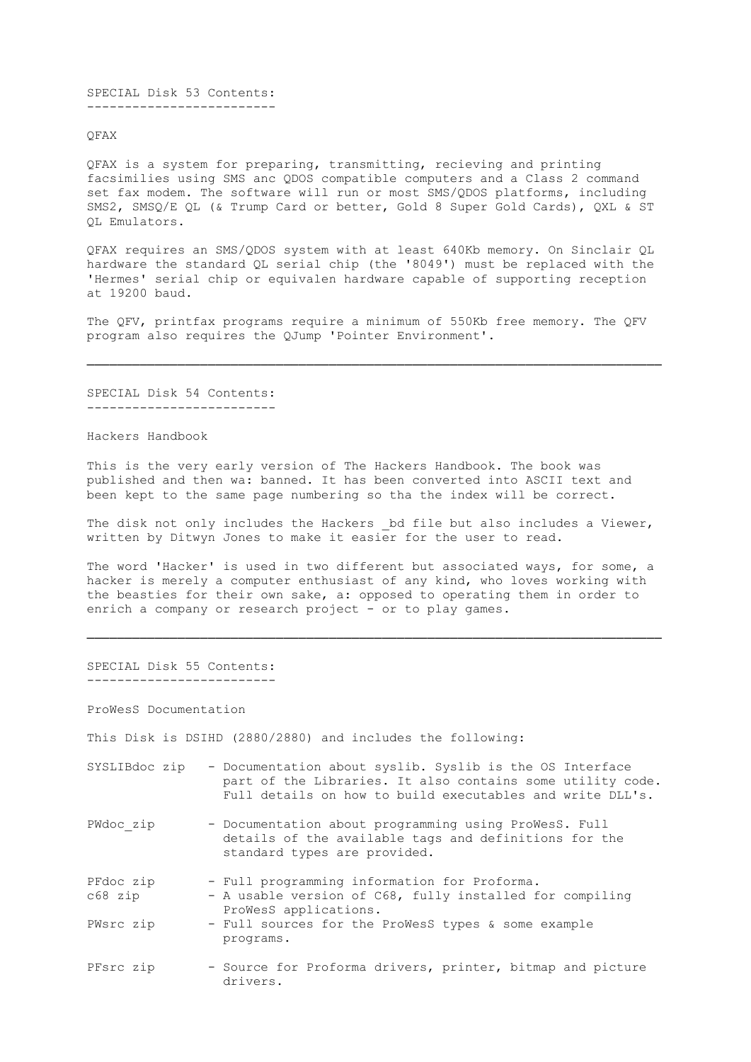SPECIAL Disk 53 Contents:
-------------------------

QFAX

QFAX is a system for preparing, transmitting, recieving and printing facsimilies using SMS anc QDOS compatible computers and a Class 2 command set fax modem. The software will run or most SMS/QDOS platforms, including SMS2, SMSQ/E QL (& Trump Card or better, Gold 8 Super Gold Cards), QXL & ST QL Emulators.

QFAX requires an SMS/QDOS system with at least 640Kb memory. On Sinclair QL hardware the standard QL serial chip (the '8049') must be replaced with the 'Hermes' serial chip or equivalen hardware capable of supporting reception at 19200 baud.

The QFV, printfax programs require a minimum of 550Kb free memory. The QFV program also requires the QJump 'Pointer Environment'.

---

SPECIAL Disk 54 Contents:
-------------------------

Hackers Handbook

This is the very early version of The Hackers Handbook. The book was published and then wa: banned. It has been converted into ASCII text and been kept to the same page numbering so tha the index will be correct.

The disk not only includes the Hackers _bd file but also includes a Viewer, written by Ditwyn Jones to make it easier for the user to read.

The word 'Hacker' is used in two different but associated ways, for some, a hacker is merely a computer enthusiast of any kind, who loves working with the beasties for their own sake, a: opposed to operating them in order to enrich a company or research project - or to play games.

---

SPECIAL Disk 55 Contents:
-------------------------

ProWesS Documentation

This Disk is DSIHD (2880/2880) and includes the following:

```
SYSLIBdoc zip   - Documentation about syslib. Syslib is the OS Interface
                  part of the Libraries. It also contains some utility code.
                  Full details on how to build executables and write DLL's.

PWdoc_zip       - Documentation about programming using ProWesS. Full
                  details of the available tags and definitions for the
                  standard types are provided.

PFdoc zip       - Full programming information for Proforma.
c68 zip         - A usable version of C68, fully installed for compiling
                  ProWesS applications.
PWsrc zip       - Full sources for the ProWesS types & some example
                  programs.

PFsrc zip       - Source for Proforma drivers, printer, bitmap and picture
                  drivers.
```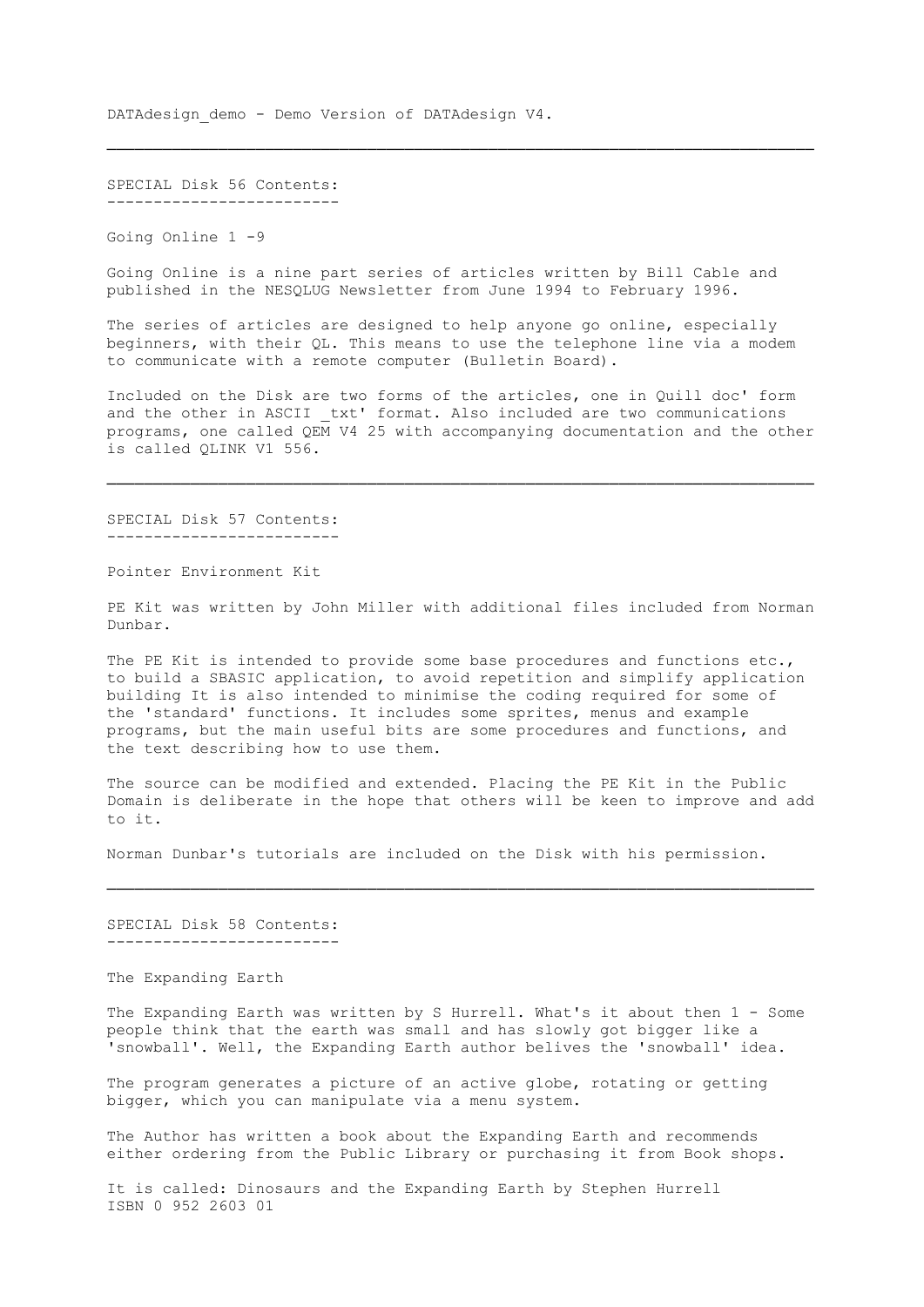DATAdesign_demo - Demo Version of DATAdesign V4.

---

## SPECIAL Disk 56 Contents:

Going Online 1 -9

Going Online is a nine part series of articles written by Bill Cable and published in the NESQLUG Newsletter from June 1994 to February 1996.

The series of articles are designed to help anyone go online, especially beginners, with their QL. This means to use the telephone line via a modem to communicate with a remote computer (Bulletin Board).

Included on the Disk are two forms of the articles, one in Quill doc' form and the other in ASCII _txt' format. Also included are two communications programs, one called QEM V4 25 with accompanying documentation and the other is called QLINK V1 556.

---

## SPECIAL Disk 57 Contents:

Pointer Environment Kit

PE Kit was written by John Miller with additional files included from Norman Dunbar.

The PE Kit is intended to provide some base procedures and functions etc., to build a SBASIC application, to avoid repetition and simplify application building It is also intended to minimise the coding required for some of the 'standard' functions. It includes some sprites, menus and example programs, but the main useful bits are some procedures and functions, and the text describing how to use them.

The source can be modified and extended. Placing the PE Kit in the Public Domain is deliberate in the hope that others will be keen to improve and add to it.

Norman Dunbar's tutorials are included on the Disk with his permission.

---

## SPECIAL Disk 58 Contents:

The Expanding Earth

The Expanding Earth was written by S Hurrell. What's it about then 1 - Some people think that the earth was small and has slowly got bigger like a 'snowball'. Well, the Expanding Earth author belives the 'snowball' idea.

The program generates a picture of an active globe, rotating or getting bigger, which you can manipulate via a menu system.

The Author has written a book about the Expanding Earth and recommends either ordering from the Public Library or purchasing it from Book shops.

It is called: Dinosaurs and the Expanding Earth by Stephen Hurrell
ISBN 0 952 2603 01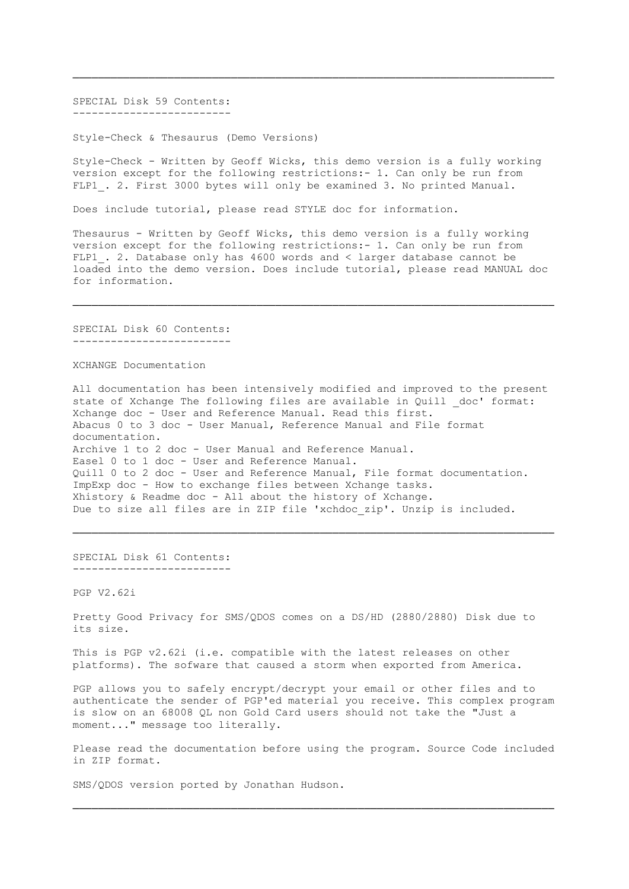---

## SPECIAL Disk 59 Contents:

Style-Check & Thesaurus (Demo Versions)

Style-Check - Written by Geoff Wicks, this demo version is a fully working version except for the following restrictions:- 1. Can only be run from FLP1_. 2. First 3000 bytes will only be examined 3. No printed Manual.

Does include tutorial, please read STYLE doc for information.

Thesaurus - Written by Geoff Wicks, this demo version is a fully working version except for the following restrictions:- 1. Can only be run from FLP1_. 2. Database only has 4600 words and < larger database cannot be loaded into the demo version. Does include tutorial, please read MANUAL doc for information.

---

## SPECIAL Disk 60 Contents:

XCHANGE Documentation

All documentation has been intensively modified and improved to the present state of Xchange The following files are available in Quill _doc' format:
Xchange doc - User and Reference Manual. Read this first.
Abacus 0 to 3 doc - User Manual, Reference Manual and File format documentation.
Archive 1 to 2 doc - User Manual and Reference Manual.
Easel 0 to 1 doc - User and Reference Manual.
Quill 0 to 2 doc - User and Reference Manual, File format documentation.
ImpExp doc - How to exchange files between Xchange tasks.
Xhistory & Readme doc - All about the history of Xchange.
Due to size all files are in ZIP file 'xchdoc_zip'. Unzip is included.

---

## SPECIAL Disk 61 Contents:

PGP V2.62i

Pretty Good Privacy for SMS/QDOS comes on a DS/HD (2880/2880) Disk due to its size.

This is PGP v2.62i (i.e. compatible with the latest releases on other platforms). The sofware that caused a storm when exported from America.

PGP allows you to safely encrypt/decrypt your email or other files and to authenticate the sender of PGP'ed material you receive. This complex program is slow on an 68008 QL non Gold Card users should not take the "Just a moment..." message too literally.

Please read the documentation before using the program. Source Code included in ZIP format.

SMS/QDOS version ported by Jonathan Hudson.

---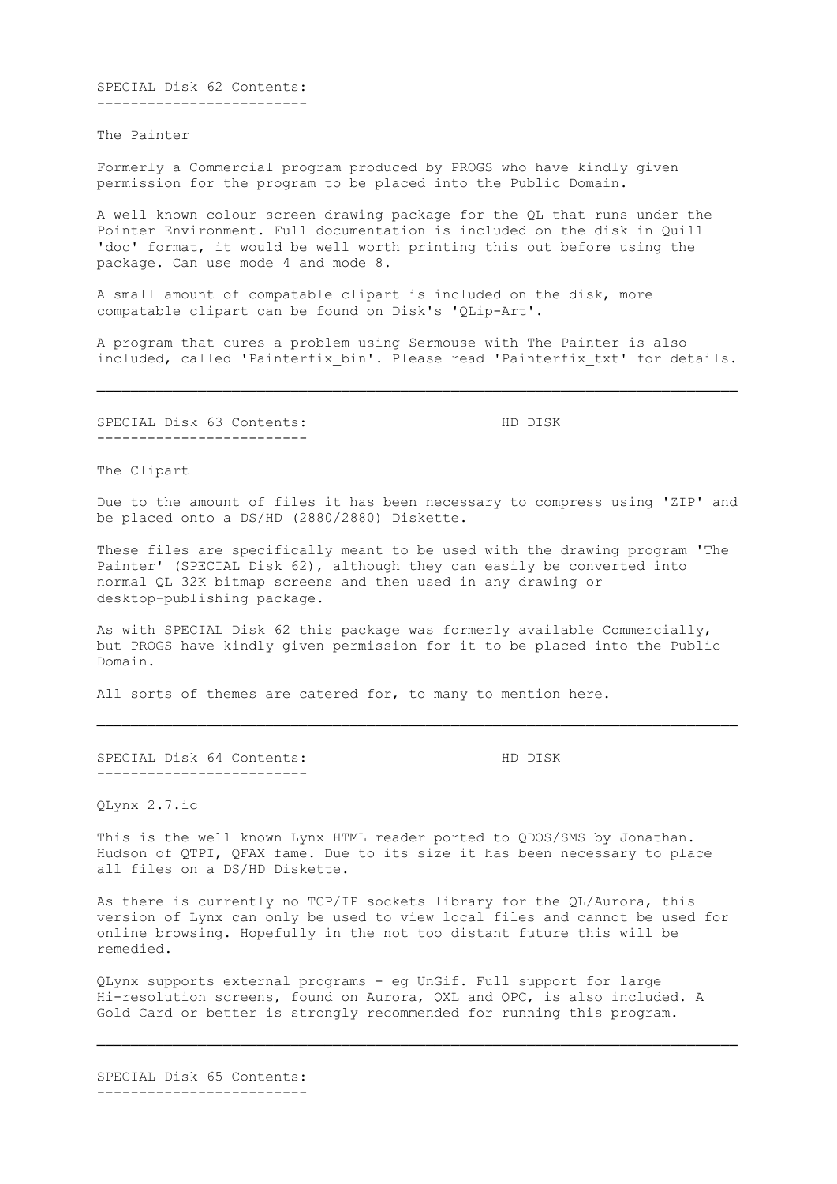## SPECIAL Disk 62 Contents:

The Painter

Formerly a Commercial program produced by PROGS who have kindly given permission for the program to be placed into the Public Domain.

A well known colour screen drawing package for the QL that runs under the Pointer Environment. Full documentation is included on the disk in Quill 'doc' format, it would be well worth printing this out before using the package. Can use mode 4 and mode 8.

A small amount of compatable clipart is included on the disk, more compatable clipart can be found on Disk's 'QLip-Art'.

A program that cures a problem using Sermouse with The Painter is also included, called 'Painterfix_bin'. Please read 'Painterfix_txt' for details.

---

## SPECIAL Disk 63 Contents: HD DISK

The Clipart

Due to the amount of files it has been necessary to compress using 'ZIP' and be placed onto a DS/HD (2880/2880) Diskette.

These files are specifically meant to be used with the drawing program 'The Painter' (SPECIAL Disk 62), although they can easily be converted into normal QL 32K bitmap screens and then used in any drawing or desktop-publishing package.

As with SPECIAL Disk 62 this package was formerly available Commercially, but PROGS have kindly given permission for it to be placed into the Public Domain.

All sorts of themes are catered for, to many to mention here.

---

## SPECIAL Disk 64 Contents: HD DISK

QLynx 2.7.ic

This is the well known Lynx HTML reader ported to QDOS/SMS by Jonathan. Hudson of QTPI, QFAX fame. Due to its size it has been necessary to place all files on a DS/HD Diskette.

As there is currently no TCP/IP sockets library for the QL/Aurora, this version of Lynx can only be used to view local files and cannot be used for online browsing. Hopefully in the not too distant future this will be remedied.

QLynx supports external programs - eg UnGif. Full support for large Hi-resolution screens, found on Aurora, QXL and QPC, is also included. A Gold Card or better is strongly recommended for running this program.

---

## SPECIAL Disk 65 Contents: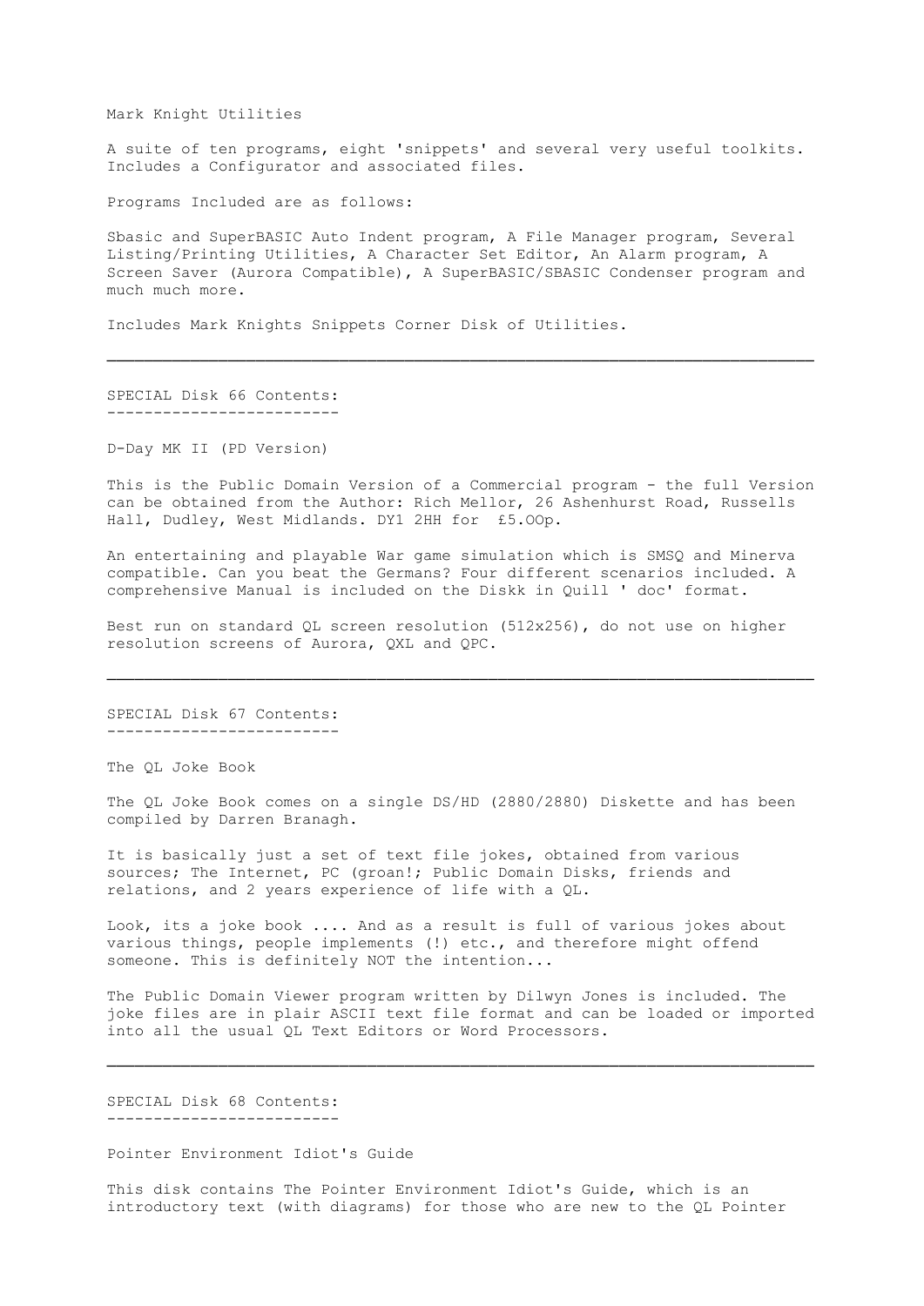Mark Knight Utilities

A suite of ten programs, eight 'snippets' and several very useful toolkits. Includes a Configurator and associated files.

Programs Included are as follows:

Sbasic and SuperBASIC Auto Indent program, A File Manager program, Several Listing/Printing Utilities, A Character Set Editor, An Alarm program, A Screen Saver (Aurora Compatible), A SuperBASIC/SBASIC Condenser program and much much more.

Includes Mark Knights Snippets Corner Disk of Utilities.

---

## SPECIAL Disk 66 Contents:

D-Day MK II (PD Version)

This is the Public Domain Version of a Commercial program - the full Version can be obtained from the Author: Rich Mellor, 26 Ashenhurst Road, Russells Hall, Dudley, West Midlands. DY1 2HH for £5.OOp.

An entertaining and playable War game simulation which is SMSQ and Minerva compatible. Can you beat the Germans? Four different scenarios included. A comprehensive Manual is included on the Diskk in Quill ' doc' format.

Best run on standard QL screen resolution (512x256), do not use on higher resolution screens of Aurora, QXL and QPC.

---

## SPECIAL Disk 67 Contents:

The QL Joke Book

The QL Joke Book comes on a single DS/HD (2880/2880) Diskette and has been compiled by Darren Branagh.

It is basically just a set of text file jokes, obtained from various sources; The Internet, PC (groan!; Public Domain Disks, friends and relations, and 2 years experience of life with a QL.

Look, its a joke book .... And as a result is full of various jokes about various things, people implements (!) etc., and therefore might offend someone. This is definitely NOT the intention...

The Public Domain Viewer program written by Dilwyn Jones is included. The joke files are in plair ASCII text file format and can be loaded or imported into all the usual QL Text Editors or Word Processors.

---

## SPECIAL Disk 68 Contents:

Pointer Environment Idiot's Guide

This disk contains The Pointer Environment Idiot's Guide, which is an introductory text (with diagrams) for those who are new to the QL Pointer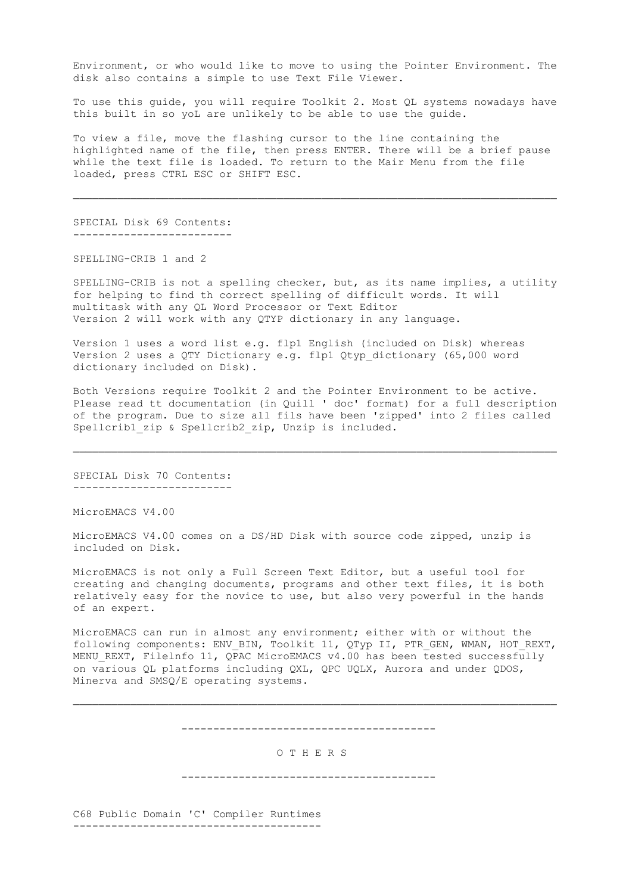Environment, or who would like to move to using the Pointer Environment. The disk also contains a simple to use Text File Viewer.

To use this guide, you will require Toolkit 2. Most QL systems nowadays have this built in so yoL are unlikely to be able to use the guide.

To view a file, move the flashing cursor to the line containing the highlighted name of the file, then press ENTER. There will be a brief pause while the text file is loaded. To return to the Mair Menu from the file loaded, press CTRL ESC or SHIFT ESC.

---

## SPECIAL Disk 69 Contents:

SPELLING-CRIB 1 and 2

SPELLING-CRIB is not a spelling checker, but, as its name implies, a utility for helping to find th correct spelling of difficult words. It will multitask with any QL Word Processor or Text Editor
Version 2 will work with any QTYP dictionary in any language.

Version 1 uses a word list e.g. flp1 English (included on Disk) whereas Version 2 uses a QTY Dictionary e.g. flp1 Qtyp_dictionary (65,000 word dictionary included on Disk).

Both Versions require Toolkit 2 and the Pointer Environment to be active. Please read tt documentation (in Quill ' doc' format) for a full description of the program. Due to size all fils have been 'zipped' into 2 files called Spellcrib1_zip & Spellcrib2_zip, Unzip is included.

---

## SPECIAL Disk 70 Contents:

MicroEMACS V4.00

MicroEMACS V4.00 comes on a DS/HD Disk with source code zipped, unzip is included on Disk.

MicroEMACS is not only a Full Screen Text Editor, but a useful tool for creating and changing documents, programs and other text files, it is both relatively easy for the novice to use, but also very powerful in the hands of an expert.

MicroEMACS can run in almost any environment; either with or without the following components: ENV_BIN, Toolkit 11, QTyp II, PTR_GEN, WMAN, HOT_REXT, MENU_REXT, Filelnfo 11, QPAC MicroEMACS v4.00 has been tested successfully on various QL platforms including QXL, QPC UQLX, Aurora and under QDOS, Minerva and SMSQ/E operating systems.

---

# O T H E R S

## C68 Public Domain 'C' Compiler Runtimes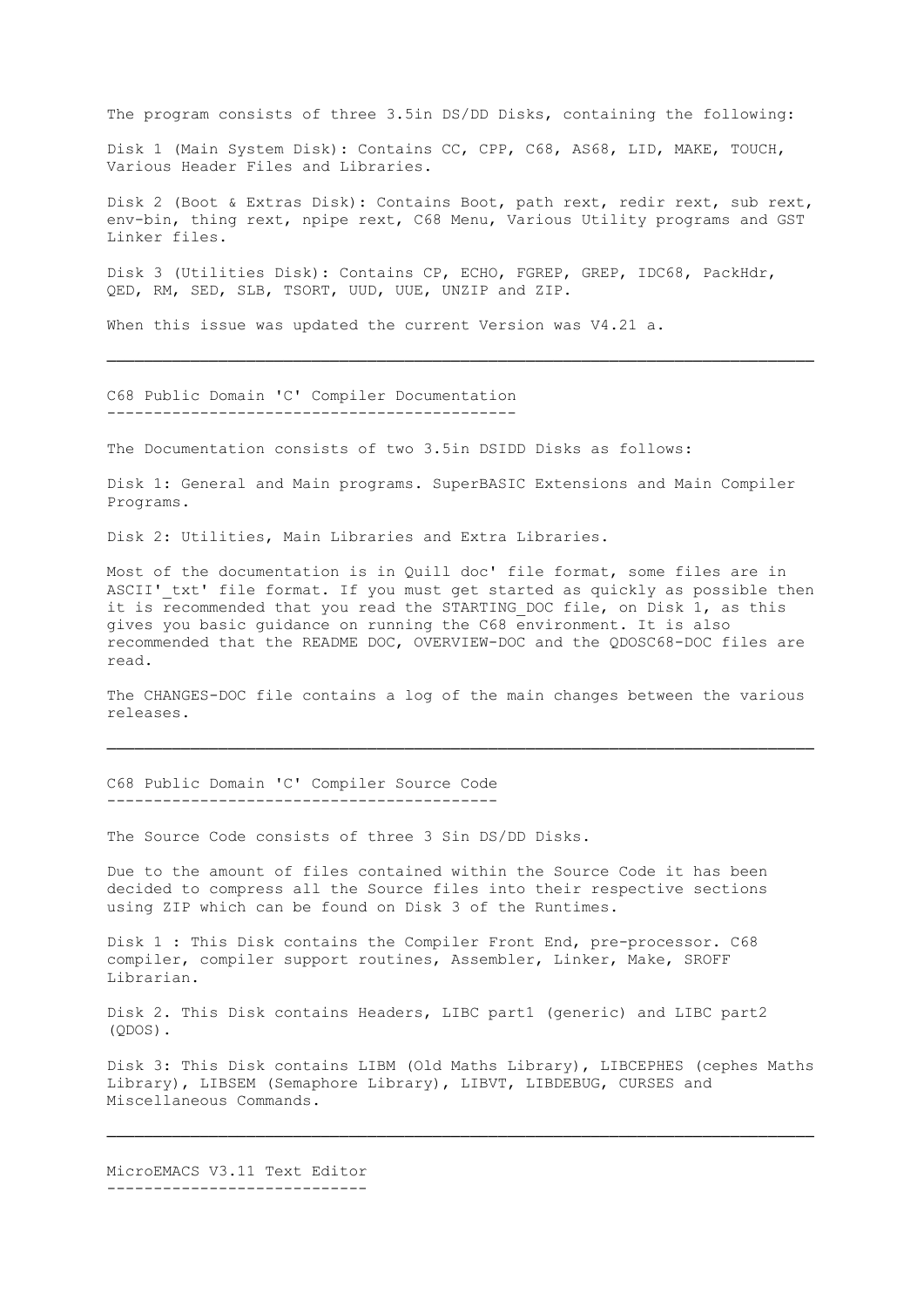The program consists of three 3.5in DS/DD Disks, containing the following:

Disk 1 (Main System Disk): Contains CC, CPP, C68, AS68, LID, MAKE, TOUCH, Various Header Files and Libraries.

Disk 2 (Boot & Extras Disk): Contains Boot, path rext, redir rext, sub rext, env-bin, thing rext, npipe rext, C68 Menu, Various Utility programs and GST Linker files.

Disk 3 (Utilities Disk): Contains CP, ECHO, FGREP, GREP, IDC68, PackHdr, QED, RM, SED, SLB, TSORT, UUD, UUE, UNZIP and ZIP.

When this issue was updated the current Version was V4.21 a.

---

## C68 Public Domain 'C' Compiler Documentation

The Documentation consists of two 3.5in DSIDD Disks as follows:

Disk 1: General and Main programs. SuperBASIC Extensions and Main Compiler Programs.

Disk 2: Utilities, Main Libraries and Extra Libraries.

Most of the documentation is in Quill doc' file format, some files are in ASCII'_txt' file format. If you must get started as quickly as possible then it is recommended that you read the STARTING_DOC file, on Disk 1, as this gives you basic guidance on running the C68 environment. It is also recommended that the README DOC, OVERVIEW-DOC and the QDOSC68-DOC files are read.

The CHANGES-DOC file contains a log of the main changes between the various releases.

---

## C68 Public Domain 'C' Compiler Source Code

The Source Code consists of three 3 Sin DS/DD Disks.

Due to the amount of files contained within the Source Code it has been decided to compress all the Source files into their respective sections using ZIP which can be found on Disk 3 of the Runtimes.

Disk 1 : This Disk contains the Compiler Front End, pre-processor. C68 compiler, compiler support routines, Assembler, Linker, Make, SROFF Librarian.

Disk 2. This Disk contains Headers, LIBC part1 (generic) and LIBC part2 (QDOS).

Disk 3: This Disk contains LIBM (Old Maths Library), LIBCEPHES (cephes Maths Library), LIBSEM (Semaphore Library), LIBVT, LIBDEBUG, CURSES and Miscellaneous Commands.

---

## MicroEMACS V3.11 Text Editor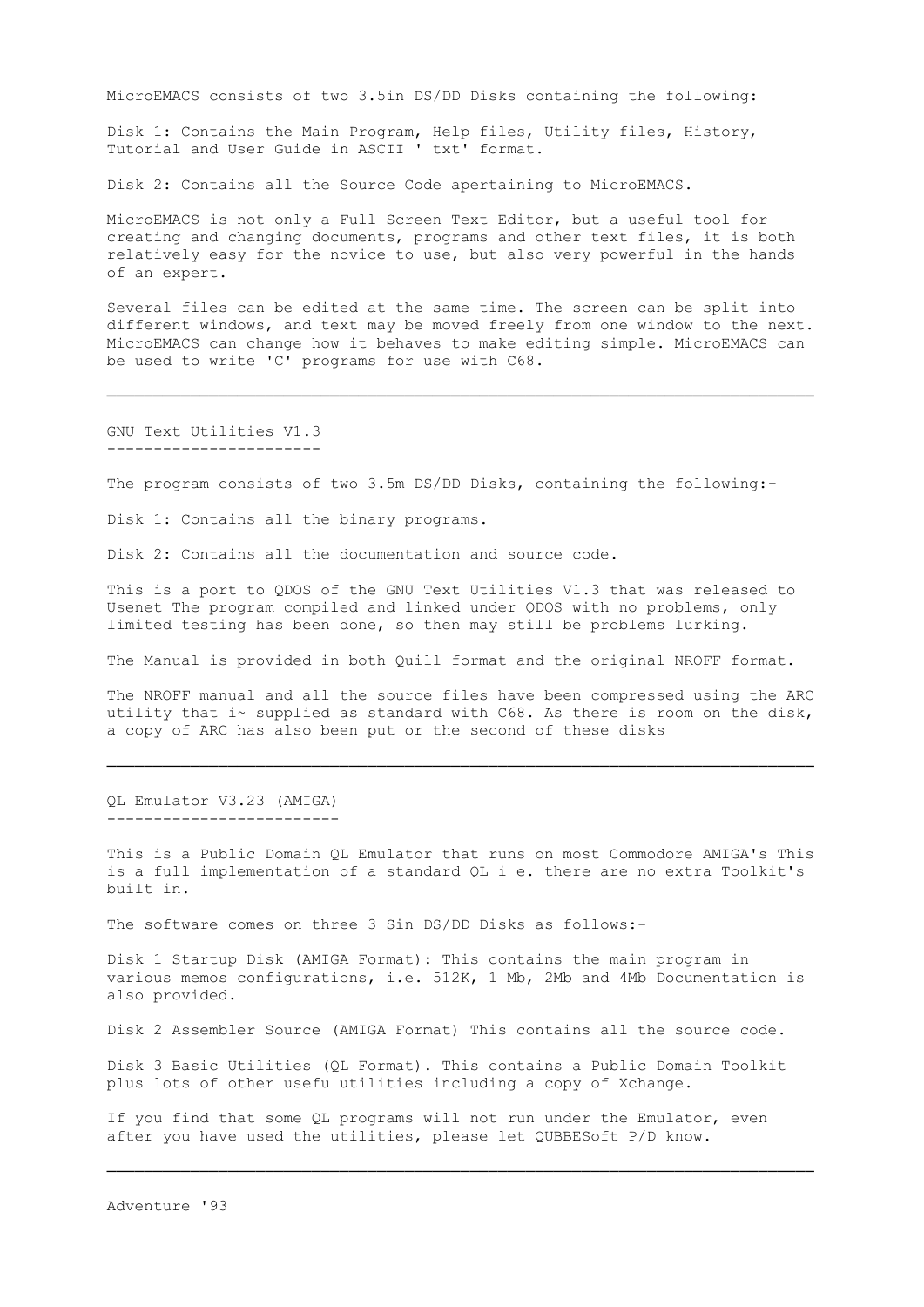MicroEMACS consists of two 3.5in DS/DD Disks containing the following:

Disk 1: Contains the Main Program, Help files, Utility files, History, Tutorial and User Guide in ASCII ' txt' format.

Disk 2: Contains all the Source Code apertaining to MicroEMACS.

MicroEMACS is not only a Full Screen Text Editor, but a useful tool for creating and changing documents, programs and other text files, it is both relatively easy for the novice to use, but also very powerful in the hands of an expert.

Several files can be edited at the same time. The screen can be split into different windows, and text may be moved freely from one window to the next. MicroEMACS can change how it behaves to make editing simple. MicroEMACS can be used to write 'C' programs for use with C68.

---

## GNU Text Utilities V1.3

The program consists of two 3.5m DS/DD Disks, containing the following:-

Disk 1: Contains all the binary programs.

Disk 2: Contains all the documentation and source code.

This is a port to QDOS of the GNU Text Utilities V1.3 that was released to Usenet The program compiled and linked under QDOS with no problems, only limited testing has been done, so then may still be problems lurking.

The Manual is provided in both Quill format and the original NROFF format.

The NROFF manual and all the source files have been compressed using the ARC utility that i~ supplied as standard with C68. As there is room on the disk, a copy of ARC has also been put or the second of these disks

---

## QL Emulator V3.23 (AMIGA)

This is a Public Domain QL Emulator that runs on most Commodore AMIGA's This is a full implementation of a standard QL i e. there are no extra Toolkit's built in.

The software comes on three 3 Sin DS/DD Disks as follows:-

Disk 1 Startup Disk (AMIGA Format): This contains the main program in various memos configurations, i.e. 512K, 1 Mb, 2Mb and 4Mb Documentation is also provided.

Disk 2 Assembler Source (AMIGA Format) This contains all the source code.

Disk 3 Basic Utilities (QL Format). This contains a Public Domain Toolkit plus lots of other usefu utilities including a copy of Xchange.

If you find that some QL programs will not run under the Emulator, even after you have used the utilities, please let QUBBESoft P/D know.

---

Adventure '93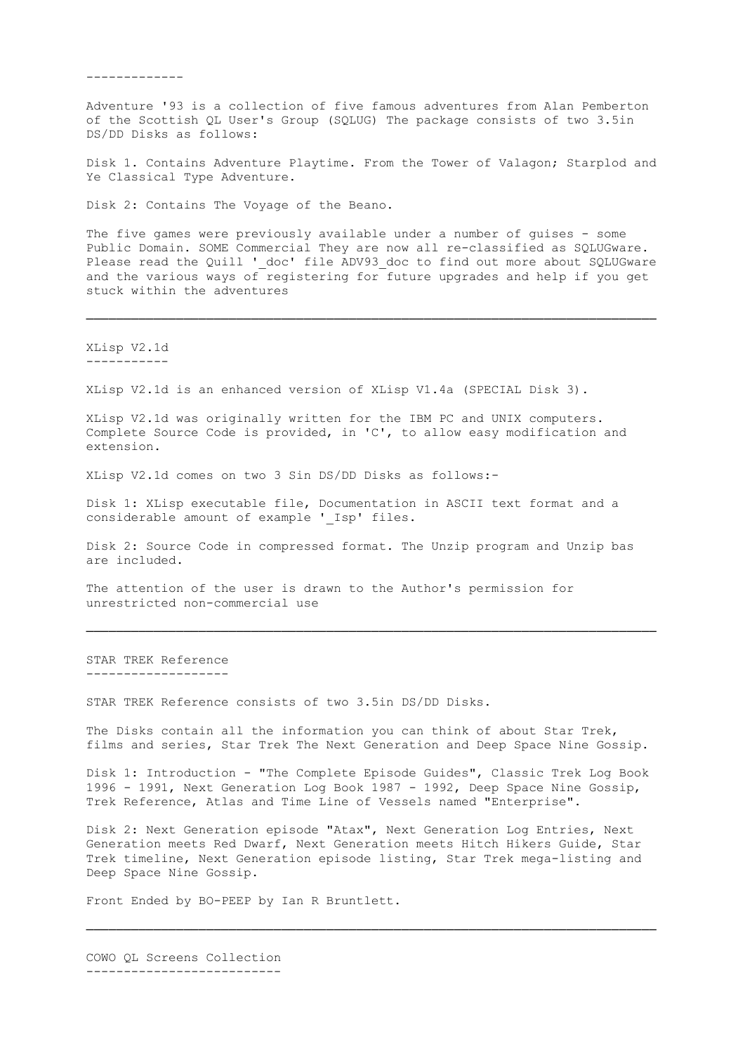-------------

Adventure '93 is a collection of five famous adventures from Alan Pemberton of the Scottish QL User's Group (SQLUG) The package consists of two 3.5in DS/DD Disks as follows:

Disk 1. Contains Adventure Playtime. From the Tower of Valagon; Starplod and Ye Classical Type Adventure.

Disk 2: Contains The Voyage of the Beano.

The five games were previously available under a number of guises - some Public Domain. SOME Commercial They are now all re-classified as SQLUGware. Please read the Quill '_doc' file ADV93_doc to find out more about SQLUGware and the various ways of registering for future upgrades and help if you get stuck within the adventures

---

## XLisp V2.1d

XLisp V2.1d is an enhanced version of XLisp V1.4a (SPECIAL Disk 3).

XLisp V2.1d was originally written for the IBM PC and UNIX computers. Complete Source Code is provided, in 'C', to allow easy modification and extension.

XLisp V2.1d comes on two 3 Sin DS/DD Disks as follows:-

Disk 1: XLisp executable file, Documentation in ASCII text format and a considerable amount of example '_lsp' files.

Disk 2: Source Code in compressed format. The Unzip program and Unzip bas are included.

The attention of the user is drawn to the Author's permission for unrestricted non-commercial use

---

## STAR TREK Reference

STAR TREK Reference consists of two 3.5in DS/DD Disks.

The Disks contain all the information you can think of about Star Trek, films and series, Star Trek The Next Generation and Deep Space Nine Gossip.

Disk 1: Introduction - "The Complete Episode Guides", Classic Trek Log Book 1996 - 1991, Next Generation Log Book 1987 - 1992, Deep Space Nine Gossip, Trek Reference, Atlas and Time Line of Vessels named "Enterprise".

Disk 2: Next Generation episode "Atax", Next Generation Log Entries, Next Generation meets Red Dwarf, Next Generation meets Hitch Hikers Guide, Star Trek timeline, Next Generation episode listing, Star Trek mega-listing and Deep Space Nine Gossip.

Front Ended by BO-PEEP by Ian R Bruntlett.

---

## COWO QL Screens Collection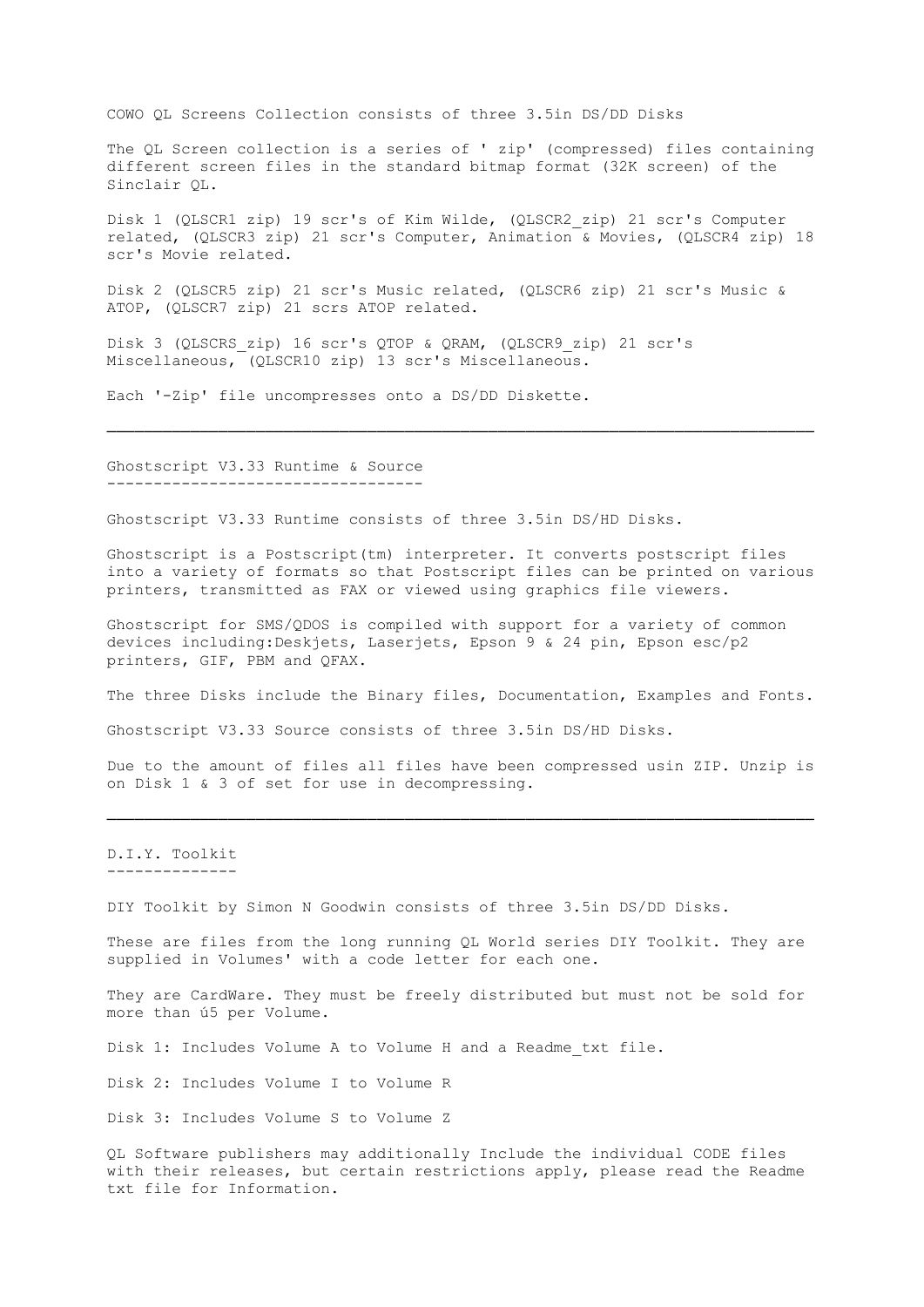COWO QL Screens Collection consists of three 3.5in DS/DD Disks

The QL Screen collection is a series of ' zip' (compressed) files containing different screen files in the standard bitmap format (32K screen) of the Sinclair QL.

Disk 1 (QLSCR1 zip) 19 scr's of Kim Wilde, (QLSCR2_zip) 21 scr's Computer related, (QLSCR3 zip) 21 scr's Computer, Animation & Movies, (QLSCR4 zip) 18 scr's Movie related.

Disk 2 (QLSCR5 zip) 21 scr's Music related, (QLSCR6 zip) 21 scr's Music & ATOP, (QLSCR7 zip) 21 scrs ATOP related.

Disk 3 (QLSCRS_zip) 16 scr's QTOP & QRAM, (QLSCR9_zip) 21 scr's Miscellaneous, (QLSCR10 zip) 13 scr's Miscellaneous.

Each '-Zip' file uncompresses onto a DS/DD Diskette.

---

## Ghostscript V3.33 Runtime & Source

Ghostscript V3.33 Runtime consists of three 3.5in DS/HD Disks.

Ghostscript is a Postscript(tm) interpreter. It converts postscript files into a variety of formats so that Postscript files can be printed on various printers, transmitted as FAX or viewed using graphics file viewers.

Ghostscript for SMS/QDOS is compiled with support for a variety of common devices including:Deskjets, Laserjets, Epson 9 & 24 pin, Epson esc/p2 printers, GIF, PBM and QFAX.

The three Disks include the Binary files, Documentation, Examples and Fonts.

Ghostscript V3.33 Source consists of three 3.5in DS/HD Disks.

Due to the amount of files all files have been compressed usin ZIP. Unzip is on Disk 1 & 3 of set for use in decompressing.

---

## D.I.Y. Toolkit

DIY Toolkit by Simon N Goodwin consists of three 3.5in DS/DD Disks.

These are files from the long running QL World series DIY Toolkit. They are supplied in Volumes' with a code letter for each one.

They are CardWare. They must be freely distributed but must not be sold for more than ú5 per Volume.

Disk 1: Includes Volume A to Volume H and a Readme_txt file.

Disk 2: Includes Volume I to Volume R

Disk 3: Includes Volume S to Volume Z

QL Software publishers may additionally Include the individual CODE files with their releases, but certain restrictions apply, please read the Readme txt file for Information.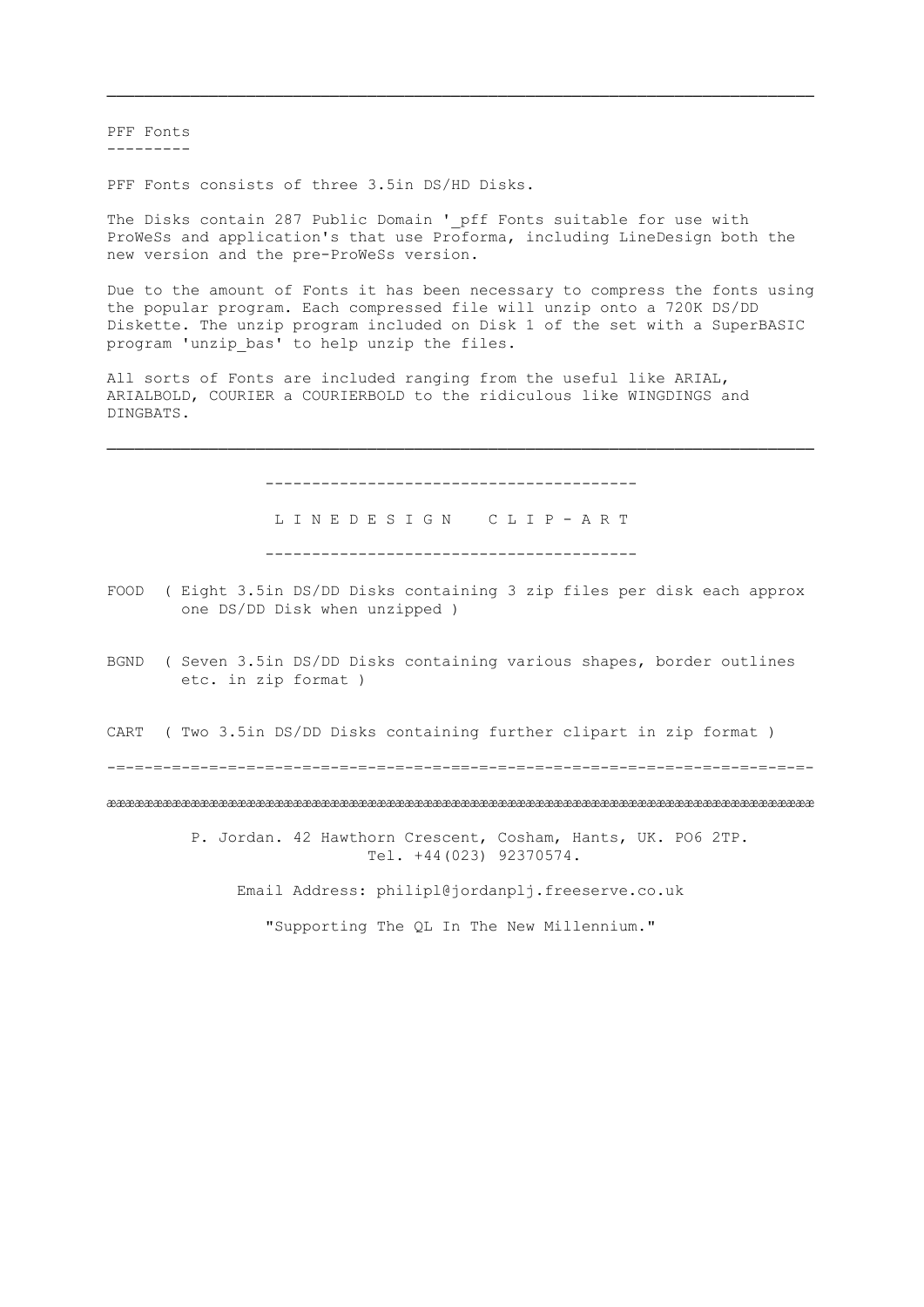---

## PFF Fonts

PFF Fonts consists of three 3.5in DS/HD Disks.

The Disks contain 287 Public Domain '_pff Fonts suitable for use with ProWeSs and application's that use Proforma, including LineDesign both the new version and the pre-ProWeSs version.

Due to the amount of Fonts it has been necessary to compress the fonts using the popular program. Each compressed file will unzip onto a 720K DS/DD Diskette. The unzip program included on Disk 1 of the set with a SuperBASIC program 'unzip_bas' to help unzip the files.

All sorts of Fonts are included ranging from the useful like ARIAL, ARIALBOLD, COURIER a COURIERBOLD to the ridiculous like WINGDINGS and DINGBATS.

---

## L I N E D E S I G N   C L I P - A R T

FOOD ( Eight 3.5in DS/DD Disks containing 3 zip files per disk each approx one DS/DD Disk when unzipped )

BGND ( Seven 3.5in DS/DD Disks containing various shapes, border outlines etc. in zip format )

CART ( Two 3.5in DS/DD Disks containing further clipart in zip format )

-=-=-=-=-=-=-=-=-=-=-=-=-=-=-=-=-=-=-=-=-=-=-=-=-=-=-=-=-=-=-=-=-=-=-=-=-=-=-

P. Jordan. 42 Hawthorn Crescent, Cosham, Hants, UK. PO6 2TP.
Tel. +44(023) 92370574.

Email Address: philipl@jordanplj.freeserve.co.uk

"Supporting The QL In The New Millennium."